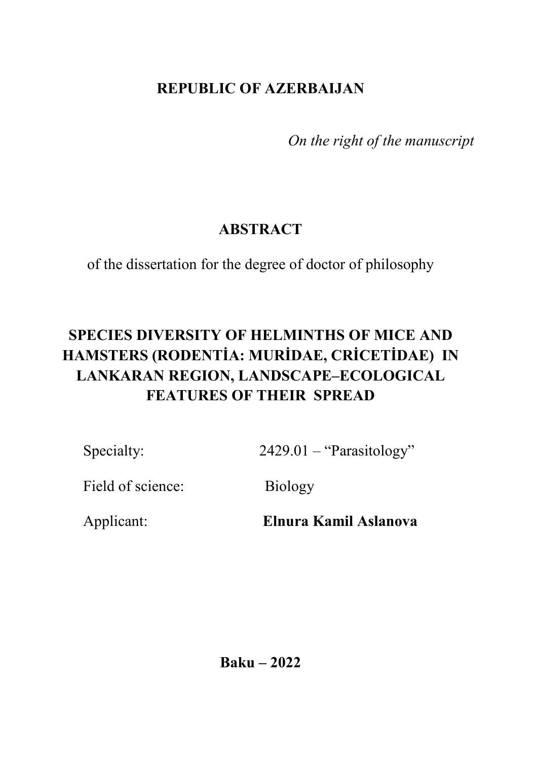**REPUBLIC OF AZERBAIJAN**

*On the right of the manuscript*

# ABSTRACT

of the dissertation for the degree of doctor of philosophy

# SPECIES DIVERSITY OF HELMINTHS OF MICE AND HAMSTERS (RODENTİA: MURİDAE, CRİCETİDAE) IN LANKARAN REGION, LANDSCAPE–ECOLOGICAL FEATURES OF THEIR SPREAD

Specialty: 2429.01 – "Parasitology"

Field of science: Biology

Applicant: **Elnura Kamil Aslanova**

**Baku – 2022**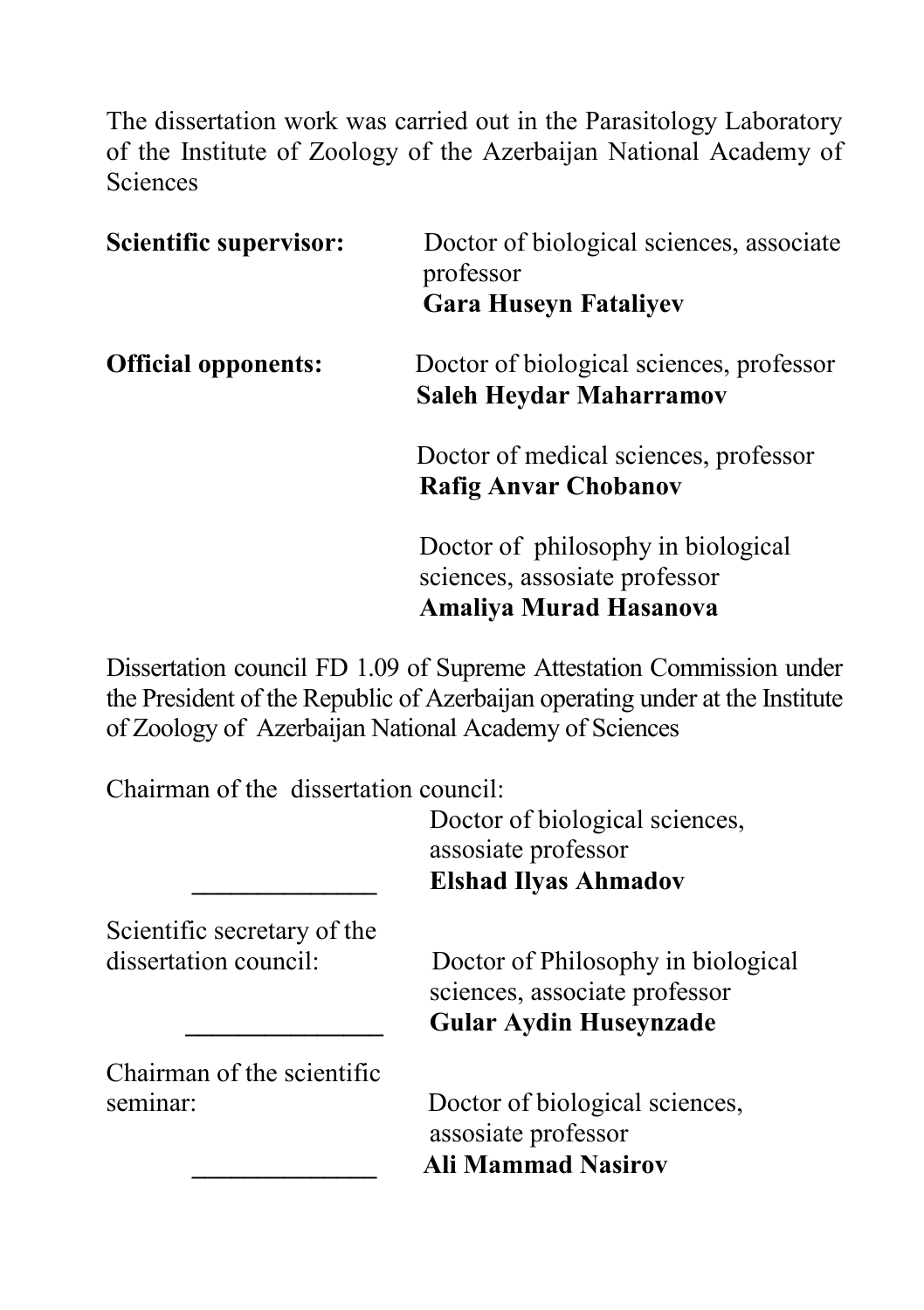The dissertation work was carried out in the Parasitology Laboratory of the Institute of Zoology of the Azerbaijan National Academy of Sciences

**Scientific supervisor:** Doctor of biological sciences, associate professor
**Gara Huseyn Fataliyev**

**Official opponents:** Doctor of biological sciences, professor
**Saleh Heydar Maharramov**

Doctor of medical sciences, professor
**Rafig Anvar Chobanov**

Doctor of philosophy in biological sciences, assosiate professor
**Amaliya Murad Hasanova**

Dissertation council FD 1.09 of Supreme Attestation Commission under the President of the Republic of Azerbaijan operating under at the Institute of Zoology of Azerbaijan National Academy of Sciences

Chairman of the dissertation council:
Doctor of biological sciences, assosiate professor
______________ **Elshad Ilyas Ahmadov**

Scientific secretary of the dissertation council:
Doctor of Philosophy in biological sciences, associate professor
_______________ **Gular Aydin Huseynzade**

Chairman of the scientific seminar:
Doctor of biological sciences, assosiate professor
______________ **Ali Mammad Nasirov**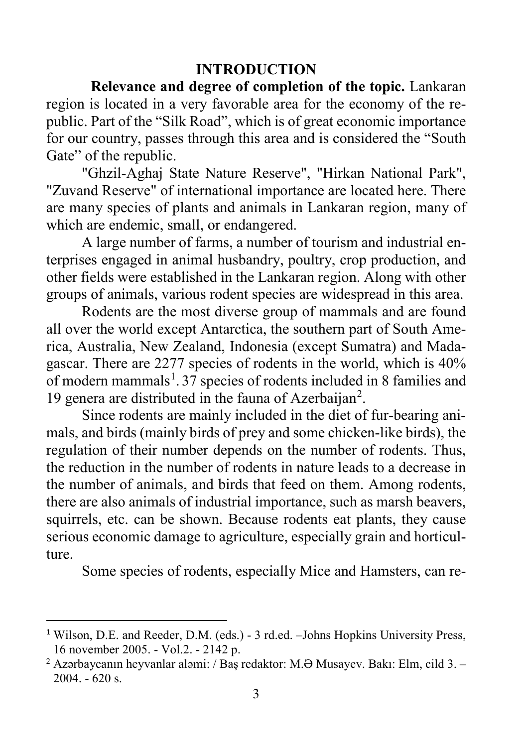## INTRODUCTION

**Relevance and degree of completion of the topic.** Lankaran region is located in a very favorable area for the economy of the republic. Part of the "Silk Road", which is of great economic importance for our country, passes through this area and is considered the "South Gate" of the republic.

"Ghzil-Aghaj State Nature Reserve", "Hirkan National Park", "Zuvand Reserve" of international importance are located here. There are many species of plants and animals in Lankaran region, many of which are endemic, small, or endangered.

A large number of farms, a number of tourism and industrial enterprises engaged in animal husbandry, poultry, crop production, and other fields were established in the Lankaran region. Along with other groups of animals, various rodent species are widespread in this area.

Rodents are the most diverse group of mammals and are found all over the world except Antarctica, the southern part of South America, Australia, New Zealand, Indonesia (except Sumatra) and Madagascar. There are 2277 species of rodents in the world, which is 40% of modern mammals[1]. 37 species of rodents included in 8 families and 19 genera are distributed in the fauna of Azerbaijan[2].

Since rodents are mainly included in the diet of fur-bearing animals, and birds (mainly birds of prey and some chicken-like birds), the regulation of their number depends on the number of rodents. Thus, the reduction in the number of rodents in nature leads to a decrease in the number of animals, and birds that feed on them. Among rodents, there are also animals of industrial importance, such as marsh beavers, squirrels, etc. can be shown. Because rodents eat plants, they cause serious economic damage to agriculture, especially grain and horticulture.

Some species of rodents, especially Mice and Hamsters, can re-

---

[1] Wilson, D.E. and Reeder, D.M. (eds.) - 3 rd.ed. –Johns Hopkins University Press, 16 november 2005. - Vol.2. - 2142 p.

[2] Azərbaycanın heyvanlar aləmi: / Baş redaktor: M.Ə Musayev. Bakı: Elm, cild 3. – 2004. - 620 s.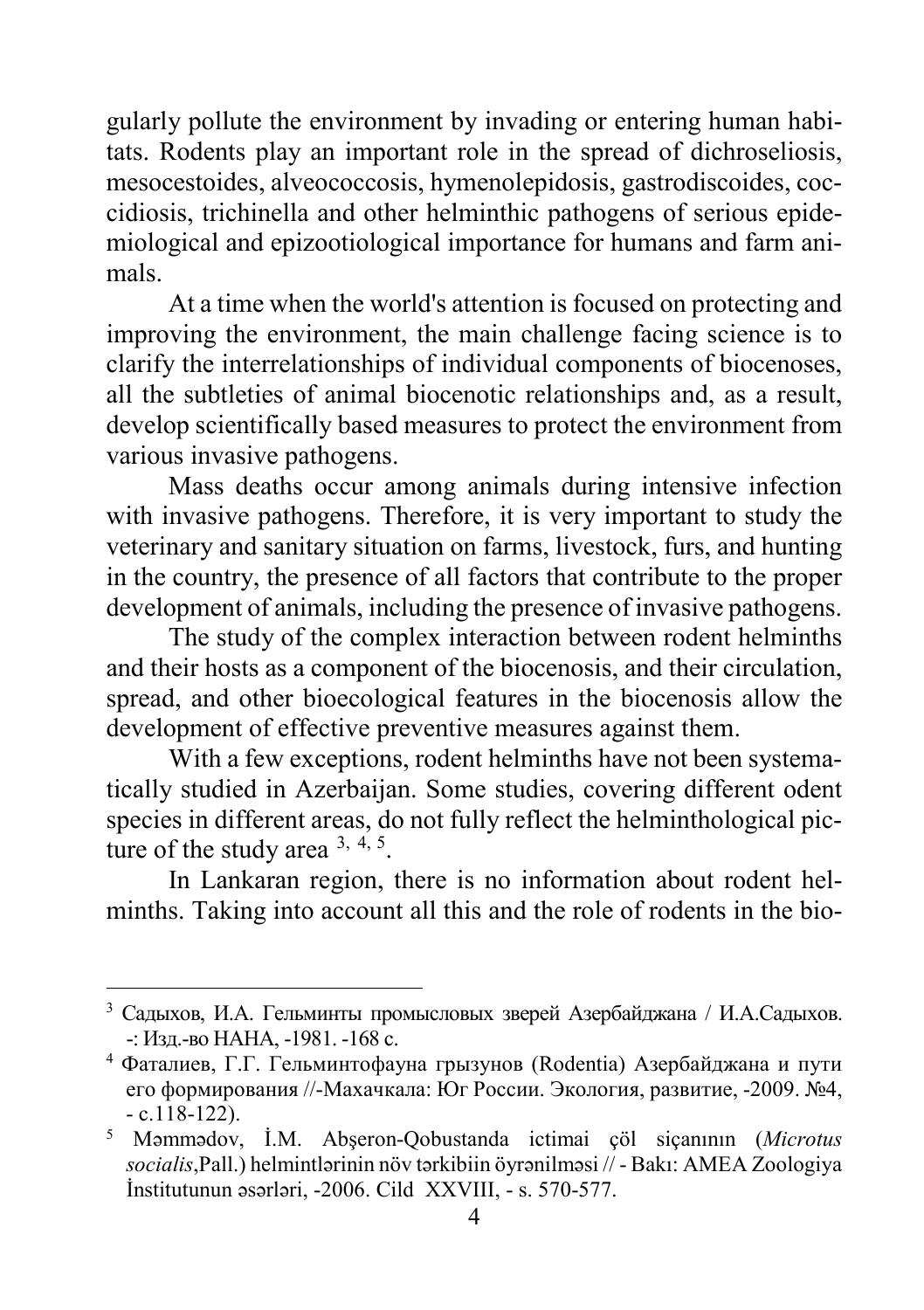gularly pollute the environment by invading or entering human habitats. Rodents play an important role in the spread of dichroseliosis, mesocestoides, alveococcosis, hymenolepidosis, gastrodiscoides, coccidiosis, trichinella and other helminthic pathogens of serious epidemiological and epizootiological importance for humans and farm animals.

At a time when the world's attention is focused on protecting and improving the environment, the main challenge facing science is to clarify the interrelationships of individual components of biocenoses, all the subtleties of animal biocenotic relationships and, as a result, develop scientifically based measures to protect the environment from various invasive pathogens.

Mass deaths occur among animals during intensive infection with invasive pathogens. Therefore, it is very important to study the veterinary and sanitary situation on farms, livestock, furs, and hunting in the country, the presence of all factors that contribute to the proper development of animals, including the presence of invasive pathogens.

The study of the complex interaction between rodent helminths and their hosts as a component of the biocenosis, and their circulation, spread, and other bioecological features in the biocenosis allow the development of effective preventive measures against them.

With a few exceptions, rodent helminths have not been systematically studied in Azerbaijan. Some studies, covering different odent species in different areas, do not fully reflect the helminthological picture of the study area [3, 4, 5].

In Lankaran region, there is no information about rodent helminths. Taking into account all this and the role of rodents in the bio-

---

[3] Садыхов, И.А. Гельминты промысловых зверей Азербайджана / И.А.Садыхов. -: Изд.-во НАНА, -1981. -168 с.

[4] Фаталиев, Г.Г. Гельминтофауна грызунов (Rodentia) Азербайджана и пути его формирования //-Махачкала: Юг России. Экология, развитие, -2009. №4, - с.118-122).

[5] Məmmədov, İ.M. Abşeron-Qobustanda ictimai çöl siçanının (*Microtus socialis*,Pall.) helmintlərinin növ tərkibiin öyrənilməsi // - Bakı: AMEA Zoologiya İnstitutunun əsərləri, -2006. Cild XXVIII, - s. 570-577.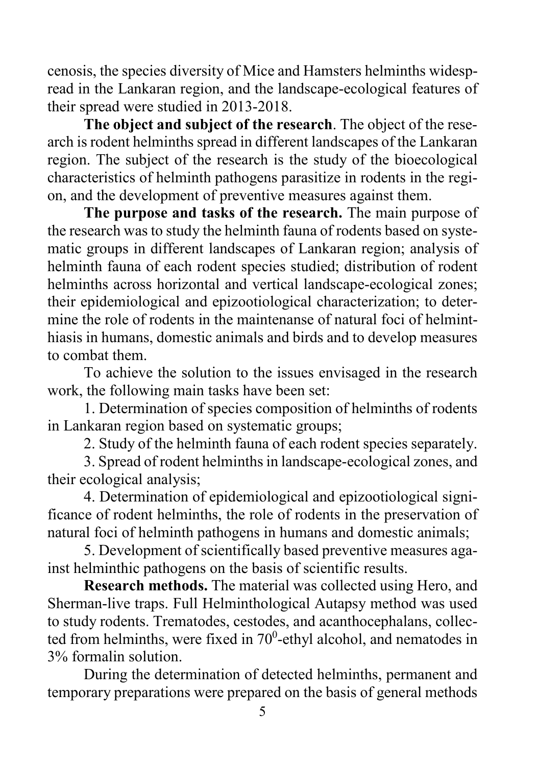cenosis, the species diversity of Mice and Hamsters helminths widespread in the Lankaran region, and the landscape-ecological features of their spread were studied in 2013-2018.

**The object and subject of the research**. The object of the research is rodent helminths spread in different landscapes of the Lankaran region. The subject of the research is the study of the bioecological characteristics of helminth pathogens parasitize in rodents in the region, and the development of preventive measures against them.

**The purpose and tasks of the research.** The main purpose of the research was to study the helminth fauna of rodents based on systematic groups in different landscapes of Lankaran region; analysis of helminth fauna of each rodent species studied; distribution of rodent helminths across horizontal and vertical landscape-ecological zones; their epidemiological and epizootiological characterization; to determine the role of rodents in the maintenanse of natural foci of helminthiasis in humans, domestic animals and birds and to develop measures to combat them.

To achieve the solution to the issues envisaged in the research work, the following main tasks have been set:

1. Determination of species composition of helminths of rodents in Lankaran region based on systematic groups;
2. Study of the helminth fauna of each rodent species separately.
3. Spread of rodent helminths in landscape-ecological zones, and their ecological analysis;
4. Determination of epidemiological and epizootiological significance of rodent helminths, the role of rodents in the preservation of natural foci of helminth pathogens in humans and domestic animals;
5. Development of scientifically based preventive measures against helminthic pathogens on the basis of scientific results.

**Research methods.** The material was collected using Hero, and Sherman-live traps. Full Helminthological Autapsy method was used to study rodents. Trematodes, cestodes, and acanthocephalans, collected from helminths, were fixed in $70^0$-ethyl alcohol, and nematodes in 3% formalin solution.

During the determination of detected helminths, permanent and temporary preparations were prepared on the basis of general methods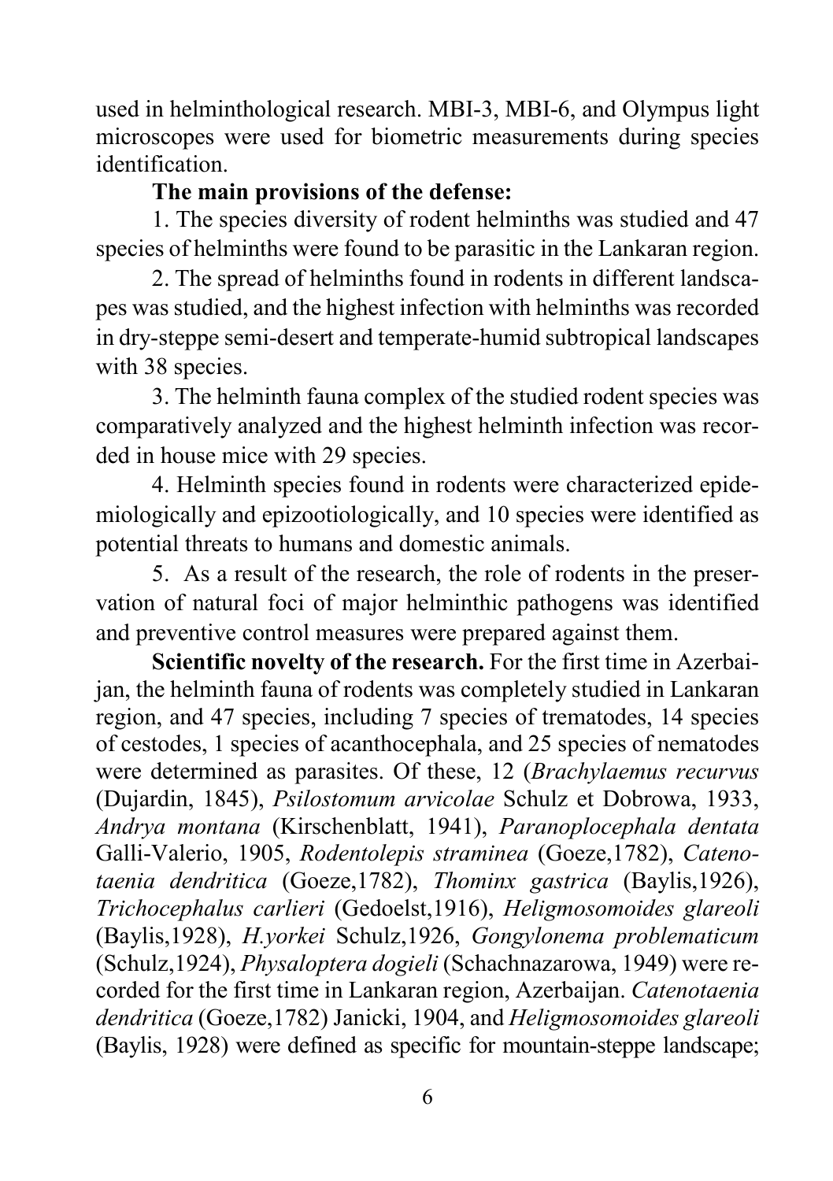used in helminthological research. MBI-3, MBI-6, and Olympus light microscopes were used for biometric measurements during species identification.

**The main provisions of the defense:**

1. The species diversity of rodent helminths was studied and 47 species of helminths were found to be parasitic in the Lankaran region.

2. The spread of helminths found in rodents in different landscapes was studied, and the highest infection with helminths was recorded in dry-steppe semi-desert and temperate-humid subtropical landscapes with 38 species.

3. The helminth fauna complex of the studied rodent species was comparatively analyzed and the highest helminth infection was recorded in house mice with 29 species.

4. Helminth species found in rodents were characterized epidemiologically and epizootiologically, and 10 species were identified as potential threats to humans and domestic animals.

5. As a result of the research, the role of rodents in the preservation of natural foci of major helminthic pathogens was identified and preventive control measures were prepared against them.

**Scientific novelty of the research.** For the first time in Azerbaijan, the helminth fauna of rodents was completely studied in Lankaran region, and 47 species, including 7 species of trematodes, 14 species of cestodes, 1 species of acanthocephala, and 25 species of nematodes were determined as parasites. Of these, 12 (*Brachylaemus recurvus* (Dujardin, 1845), *Psilostomum arvicolae* Schulz et Dobrowa, 1933, *Andrya montana* (Kirschenblatt, 1941), *Paranoplocephala dentata* Galli-Valerio, 1905, *Rodentolepis straminea* (Goeze,1782), *Catenotaenia dendritica* (Goeze,1782), *Thominx gastrica* (Baylis,1926), *Trichocephalus carlieri* (Gedoelst,1916), *Heligmosomoides glareoli* (Baylis,1928), *H.yorkei* Schulz,1926, *Gongylonema problematicum* (Schulz,1924), *Physaloptera dogieli* (Schachnazarowa, 1949) were recorded for the first time in Lankaran region, Azerbaijan. *Catenotaenia dendritica* (Goeze,1782) Janicki, 1904, and *Heligmosomoides glareoli* (Baylis, 1928) were defined as specific for mountain-steppe landscape;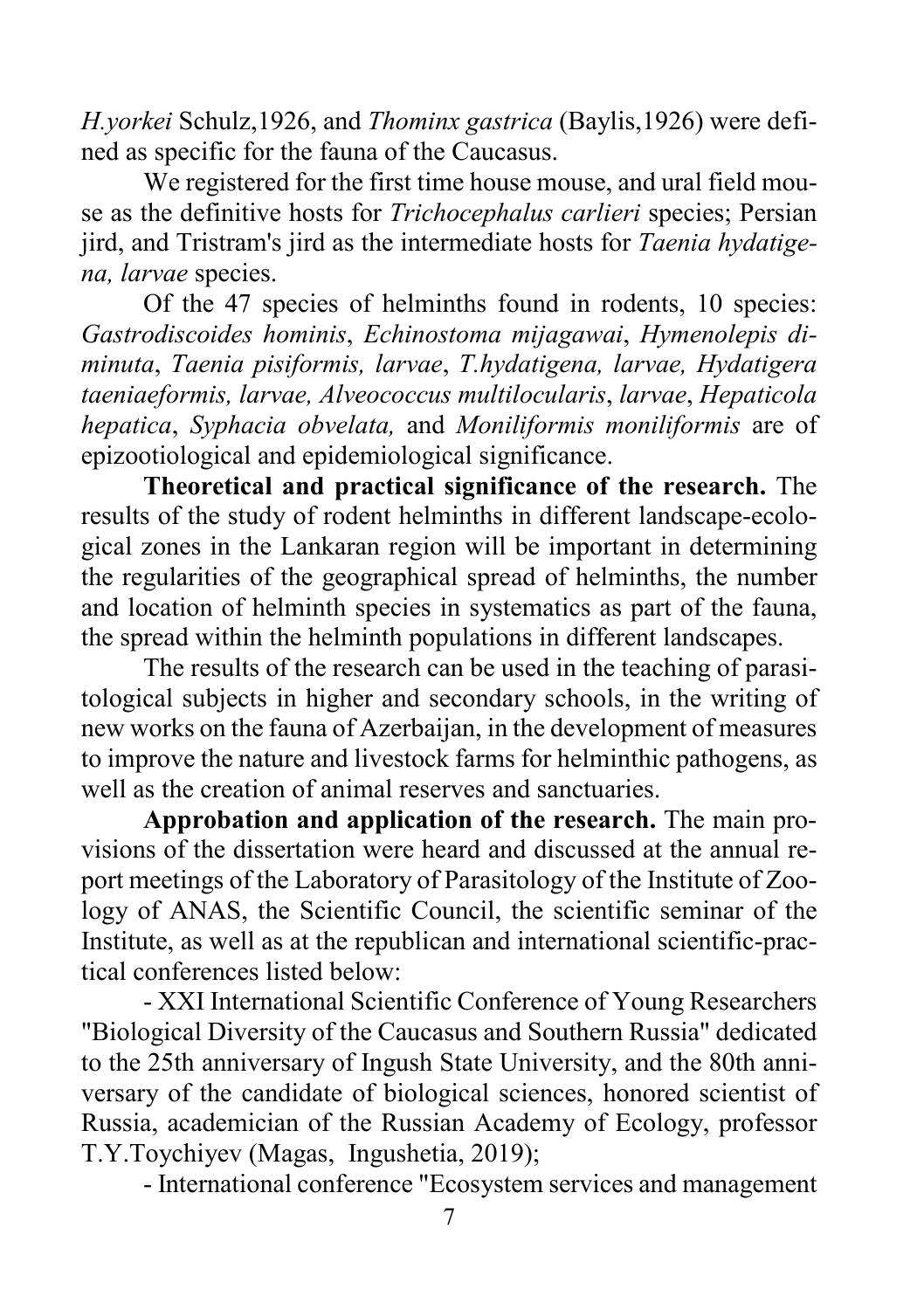*H.yorkei* Schulz,1926, and *Thominx gastrica* (Baylis,1926) were defined as specific for the fauna of the Caucasus.

We registered for the first time house mouse, and ural field mouse as the definitive hosts for *Trichocephalus carlieri* species; Persian jird, and Tristram's jird as the intermediate hosts for *Taenia hydatigena, larvae* species.

Of the 47 species of helminths found in rodents, 10 species: *Gastrodiscoides hominis*, *Echinostoma mijagawai*, *Hymenolepis diminuta*, *Taenia pisiformis, larvae*, *T.hydatigena, larvae, Hydatigera taeniaeformis, larvae, Alveococcus multilocularis*, *larvae*, *Hepaticola hepatica*, *Syphacia obvelata,* and *Moniliformis moniliformis* are of epizootiological and epidemiological significance.

**Theoretical and practical significance of the research.** The results of the study of rodent helminths in different landscape-ecological zones in the Lankaran region will be important in determining the regularities of the geographical spread of helminths, the number and location of helminth species in systematics as part of the fauna, the spread within the helminth populations in different landscapes.

The results of the research can be used in the teaching of parasitological subjects in higher and secondary schools, in the writing of new works on the fauna of Azerbaijan, in the development of measures to improve the nature and livestock farms for helminthic pathogens, as well as the creation of animal reserves and sanctuaries.

**Approbation and application of the research.** The main provisions of the dissertation were heard and discussed at the annual report meetings of the Laboratory of Parasitology of the Institute of Zoology of ANAS, the Scientific Council, the scientific seminar of the Institute, as well as at the republican and international scientific-practical conferences listed below:

- XXI International Scientific Conference of Young Researchers "Biological Diversity of the Caucasus and Southern Russia" dedicated to the 25th anniversary of Ingush State University, and the 80th anniversary of the candidate of biological sciences, honored scientist of Russia, academician of the Russian Academy of Ecology, professor T.Y.Toychiyev (Magas, Ingushetia, 2019);
- International conference "Ecosystem services and management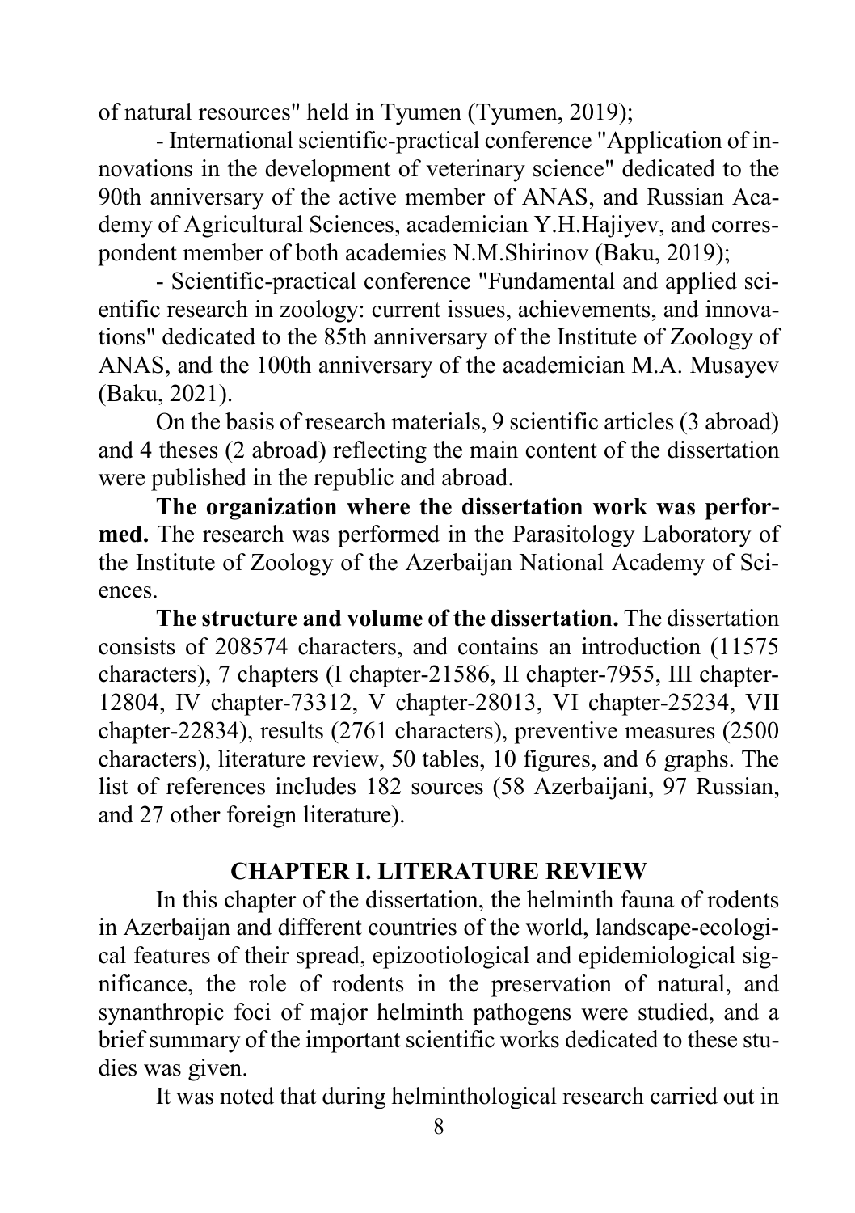of natural resources" held in Tyumen (Tyumen, 2019);

- International scientific-practical conference "Application of innovations in the development of veterinary science" dedicated to the 90th anniversary of the active member of ANAS, and Russian Academy of Agricultural Sciences, academician Y.H.Hajiyev, and correspondent member of both academies N.M.Shirinov (Baku, 2019);

- Scientific-practical conference "Fundamental and applied scientific research in zoology: current issues, achievements, and innovations" dedicated to the 85th anniversary of the Institute of Zoology of ANAS, and the 100th anniversary of the academician M.A. Musayev (Baku, 2021).

On the basis of research materials, 9 scientific articles (3 abroad) and 4 theses (2 abroad) reflecting the main content of the dissertation were published in the republic and abroad.

**The organization where the dissertation work was performed.** The research was performed in the Parasitology Laboratory of the Institute of Zoology of the Azerbaijan National Academy of Sciences.

**The structure and volume of the dissertation.** The dissertation consists of 208574 characters, and contains an introduction (11575 characters), 7 chapters (I chapter-21586, II chapter-7955, III chapter-12804, IV chapter-73312, V chapter-28013, VI chapter-25234, VII chapter-22834), results (2761 characters), preventive measures (2500 characters), literature review, 50 tables, 10 figures, and 6 graphs. The list of references includes 182 sources (58 Azerbaijani, 97 Russian, and 27 other foreign literature).

## CHAPTER I. LITERATURE REVIEW

In this chapter of the dissertation, the helminth fauna of rodents in Azerbaijan and different countries of the world, landscape-ecological features of their spread, epizootiological and epidemiological significance, the role of rodents in the preservation of natural, and synanthropic foci of major helminth pathogens were studied, and a brief summary of the important scientific works dedicated to these studies was given.

It was noted that during helminthological research carried out in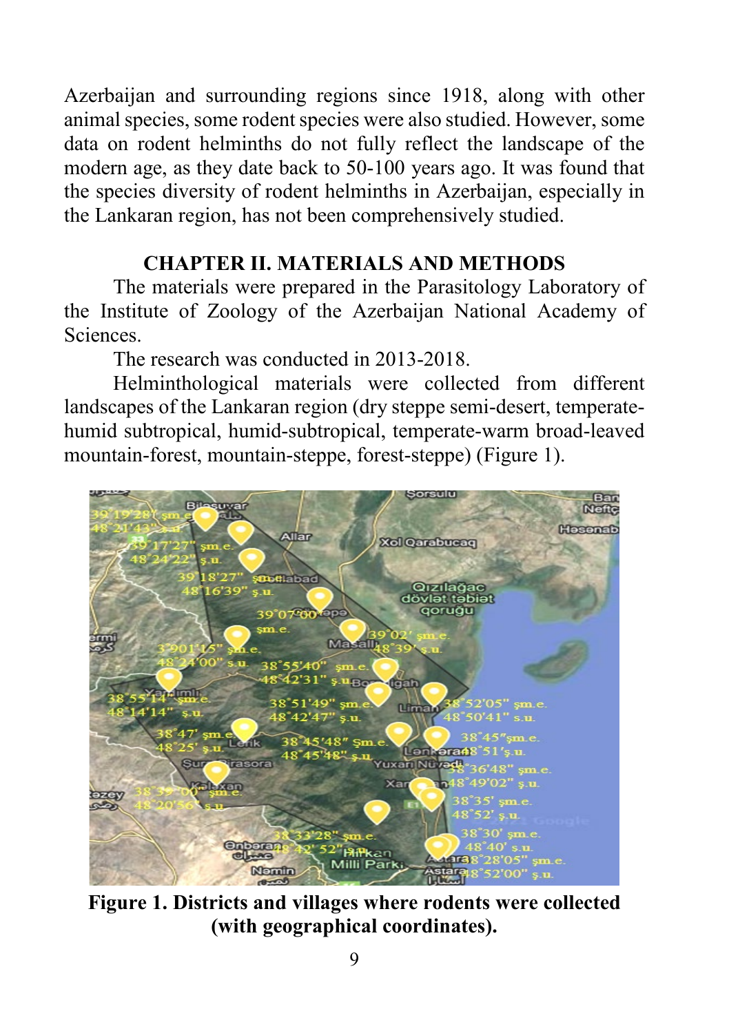Azerbaijan and surrounding regions since 1918, along with other animal species, some rodent species were also studied. However, some data on rodent helminths do not fully reflect the landscape of the modern age, as they date back to 50-100 years ago. It was found that the species diversity of rodent helminths in Azerbaijan, especially in the Lankaran region, has not been comprehensively studied.

## CHAPTER II. MATERIALS AND METHODS

The materials were prepared in the Parasitology Laboratory of the Institute of Zoology of the Azerbaijan National Academy of Sciences.

The research was conducted in 2013-2018.

Helminthological materials were collected from different landscapes of the Lankaran region (dry steppe semi-desert, temperate-humid subtropical, humid-subtropical, temperate-warm broad-leaved mountain-forest, mountain-steppe, forest-steppe) (Figure 1).

**Figure 1. Districts and villages where rodents were collected (with geographical coordinates).**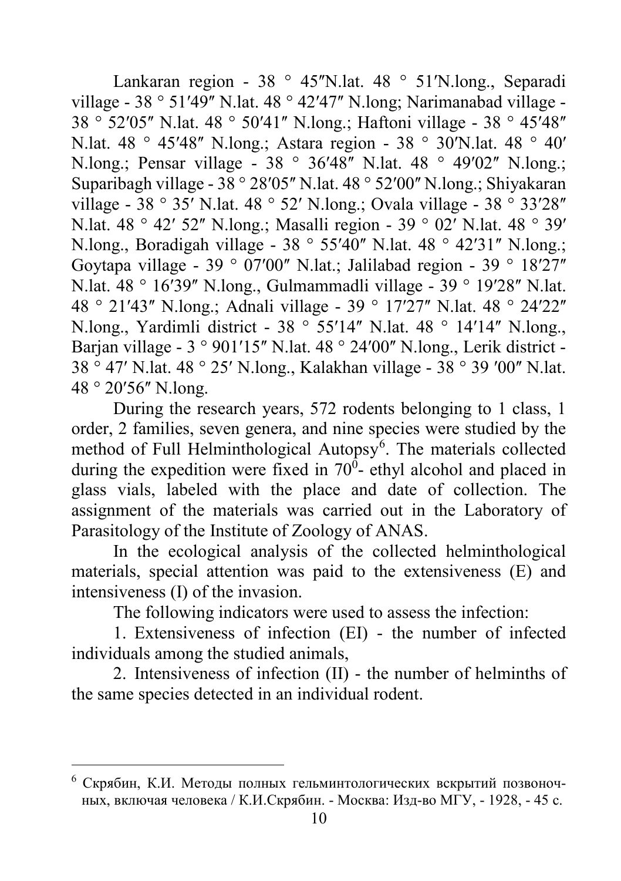Lankaran region - 38 ° 45″N.lat. 48 ° 51′N.long., Separadi village - 38 ° 51′49″ N.lat. 48 ° 42′47″ N.long; Narimanabad village - 38 ° 52′05″ N.lat. 48 ° 50′41″ N.long.; Haftoni village - 38 ° 45′48″ N.lat. 48 ° 45′48″ N.long.; Astara region - 38 ° 30′N.lat. 48 ° 40′ N.long.; Pensar village - 38 ° 36′48″ N.lat. 48 ° 49′02″ N.long.; Suparibagh village - 38 ° 28′05″ N.lat. 48 ° 52′00″ N.long.; Shiyakaran village - 38 ° 35′ N.lat. 48 ° 52′ N.long.; Ovala village - 38 ° 33′28″ N.lat. 48 ° 42′ 52″ N.long.; Masalli region - 39 ° 02′ N.lat. 48 ° 39′ N.long., Boradigah village - 38 ° 55′40″ N.lat. 48 ° 42′31″ N.long.; Goytapa village - 39 ° 07′00″ N.lat.; Jalilabad region - 39 ° 18′27″ N.lat. 48 ° 16′39″ N.long., Gulmammadli village - 39 ° 19′28″ N.lat. 48 ° 21′43″ N.long.; Adnali village - 39 ° 17′27″ N.lat. 48 ° 24′22″ N.long., Yardimli district - 38 ° 55′14″ N.lat. 48 ° 14′14″ N.long., Barjan village - 3 ° 901′15″ N.lat. 48 ° 24′00″ N.long., Lerik district - 38 ° 47′ N.lat. 48 ° 25′ N.long., Kalakhan village - 38 ° 39 ′00″ N.lat. 48 ° 20′56″ N.long.

During the research years, 572 rodents belonging to 1 class, 1 order, 2 families, seven genera, and nine species were studied by the method of Full Helminthological Autopsy[6]. The materials collected during the expedition were fixed in $70^0$- ethyl alcohol and placed in glass vials, labeled with the place and date of collection. The assignment of the materials was carried out in the Laboratory of Parasitology of the Institute of Zoology of ANAS.

In the ecological analysis of the collected helminthological materials, special attention was paid to the extensiveness (E) and intensiveness (I) of the invasion.

The following indicators were used to assess the infection:

1. Extensiveness of infection (EI) - the number of infected individuals among the studied animals,
2. Intensiveness of infection (II) - the number of helminths of the same species detected in an individual rodent.

---

[6] Скрябин, К.И. Методы полных гельминтологических вскрытий позвоночных, включая человека / К.И.Скрябин. - Москва: Изд-во МГУ, - 1928, - 45 с.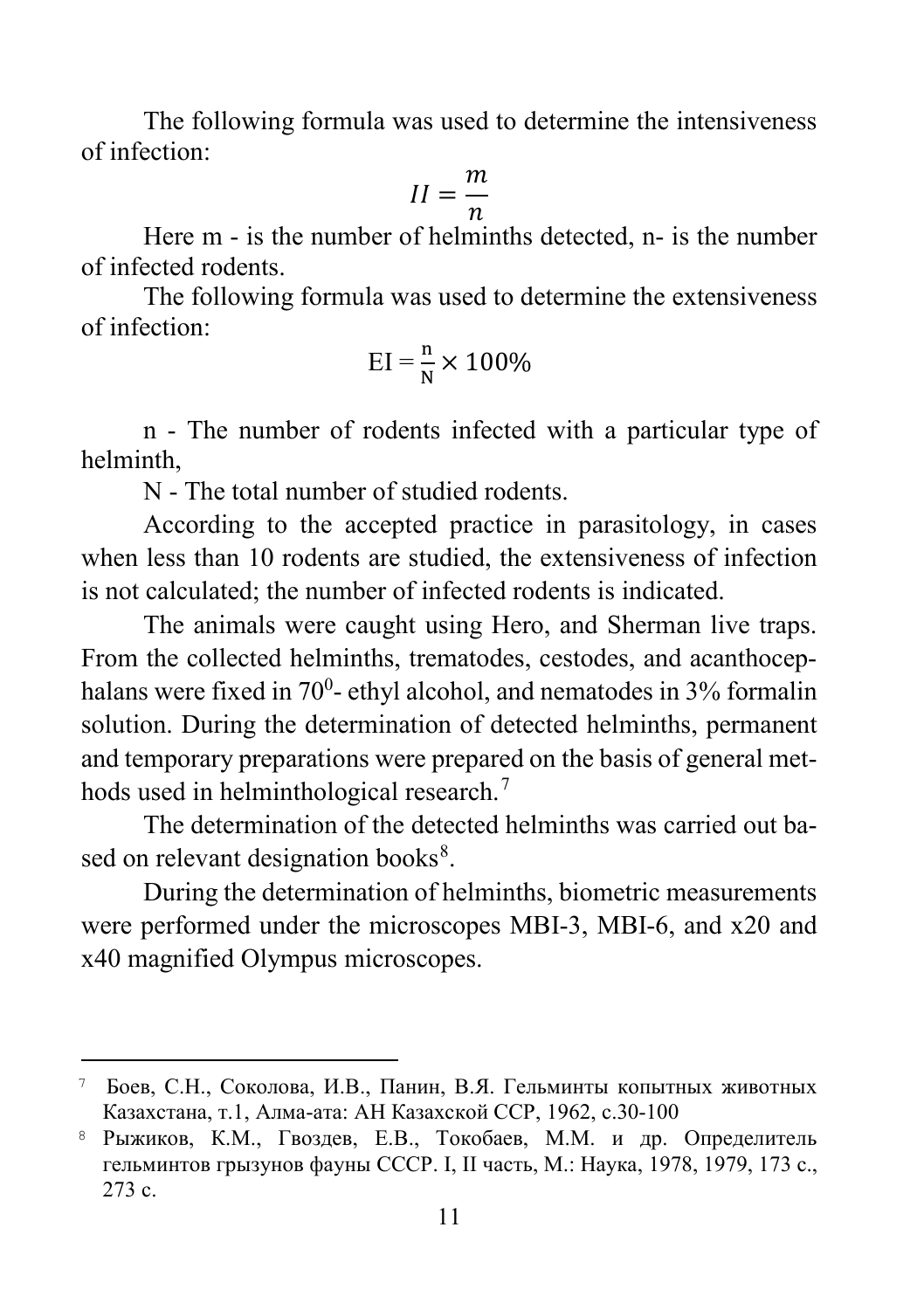The following formula was used to determine the intensiveness of infection:

$$II = \frac{m}{n}$$

Here m - is the number of helminths detected, n- is the number of infected rodents.

The following formula was used to determine the extensiveness of infection:

$$\mathrm{EI} = \frac{\mathrm{n}}{\mathrm{N}} \times 100\%$$

n - The number of rodents infected with a particular type of helminth,

N - The total number of studied rodents.

According to the accepted practice in parasitology, in cases when less than 10 rodents are studied, the extensiveness of infection is not calculated; the number of infected rodents is indicated.

The animals were caught using Hero, and Sherman live traps. From the collected helminths, trematodes, cestodes, and acanthocephalans were fixed in $70^0$- ethyl alcohol, and nematodes in 3% formalin solution. During the determination of detected helminths, permanent and temporary preparations were prepared on the basis of general methods used in helminthological research.[7]

The determination of the detected helminths was carried out based on relevant designation books[8].

During the determination of helminths, biometric measurements were performed under the microscopes MBI-3, MBI-6, and x20 and x40 magnified Olympus microscopes.

---

[7] Боев, С.Н., Соколова, И.В., Панин, В.Я. Гельминты копытных животных Казахстана, т.1, Алма-ата: АН Казахской ССР, 1962, с.30-100

[8] Рыжиков, К.М., Гвоздев, Е.В., Токобаев, М.М. и др. Определитель гельминтов грызунов фауны СССР. I, II часть, М.: Наука, 1978, 1979, 173 с., 273 с.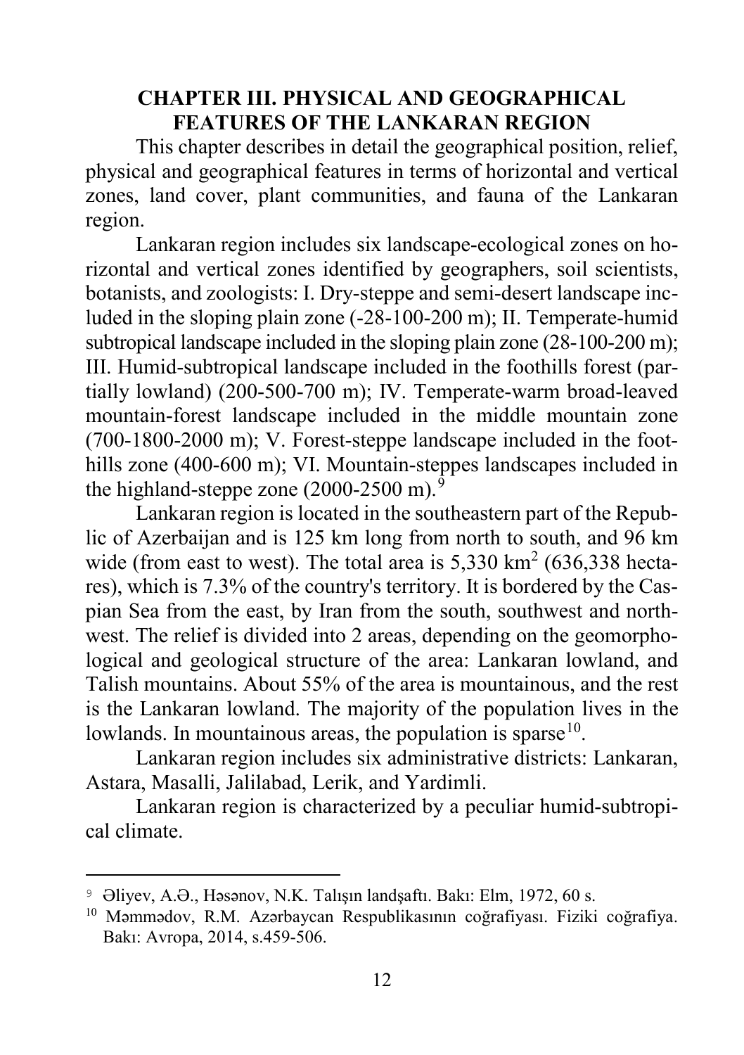# CHAPTER III. PHYSICAL AND GEOGRAPHICAL FEATURES OF THE LANKARAN REGION

This chapter describes in detail the geographical position, relief, physical and geographical features in terms of horizontal and vertical zones, land cover, plant communities, and fauna of the Lankaran region.

Lankaran region includes six landscape-ecological zones on horizontal and vertical zones identified by geographers, soil scientists, botanists, and zoologists: I. Dry-steppe and semi-desert landscape included in the sloping plain zone (-28-100-200 m); II. Temperate-humid subtropical landscape included in the sloping plain zone (28-100-200 m); III. Humid-subtropical landscape included in the foothills forest (partially lowland) (200-500-700 m); IV. Temperate-warm broad-leaved mountain-forest landscape included in the middle mountain zone (700-1800-2000 m); V. Forest-steppe landscape included in the foothills zone (400-600 m); VI. Mountain-steppes landscapes included in the highland-steppe zone (2000-2500 m).[9]

Lankaran region is located in the southeastern part of the Republic of Azerbaijan and is 125 km long from north to south, and 96 km wide (from east to west). The total area is 5,330 km$^2$ (636,338 hectares), which is 7.3% of the country's territory. It is bordered by the Caspian Sea from the east, by Iran from the south, southwest and northwest. The relief is divided into 2 areas, depending on the geomorphological and geological structure of the area: Lankaran lowland, and Talish mountains. About 55% of the area is mountainous, and the rest is the Lankaran lowland. The majority of the population lives in the lowlands. In mountainous areas, the population is sparse[10].

Lankaran region includes six administrative districts: Lankaran, Astara, Masalli, Jalilabad, Lerik, and Yardimli.

Lankaran region is characterized by a peculiar humid-subtropical climate.

---

[9] Əliyev, A.Ə., Həsənov, N.K. Talışın landşaftı. Bakı: Elm, 1972, 60 s.

[10] Məmmədov, R.M. Azərbaycan Respublikasının coğrafiyası. Fiziki coğrafiya. Bakı: Avropa, 2014, s.459-506.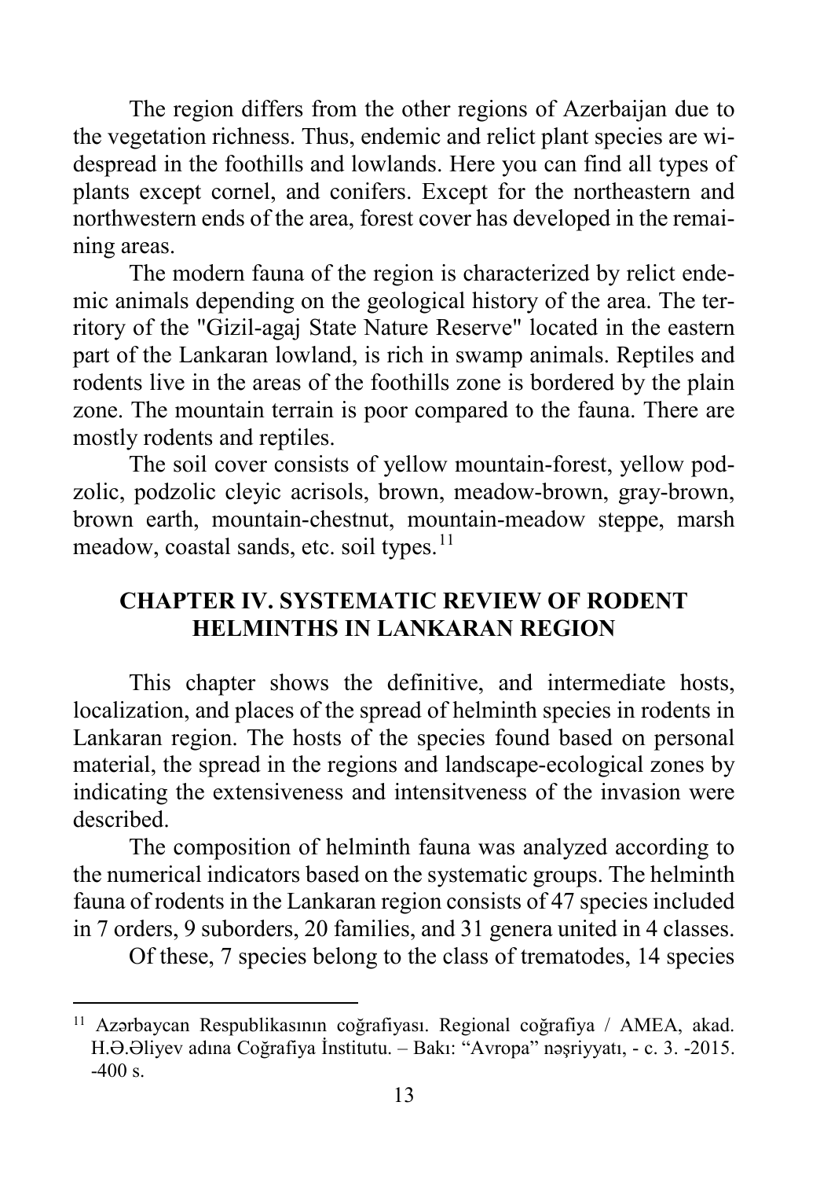The region differs from the other regions of Azerbaijan due to the vegetation richness. Thus, endemic and relict plant species are widespread in the foothills and lowlands. Here you can find all types of plants except cornel, and conifers. Except for the northeastern and northwestern ends of the area, forest cover has developed in the remaining areas.

The modern fauna of the region is characterized by relict endemic animals depending on the geological history of the area. The territory of the "Gizil-agaj State Nature Reserve" located in the eastern part of the Lankaran lowland, is rich in swamp animals. Reptiles and rodents live in the areas of the foothills zone is bordered by the plain zone. The mountain terrain is poor compared to the fauna. There are mostly rodents and reptiles.

The soil cover consists of yellow mountain-forest, yellow podzolic, podzolic cleyic acrisols, brown, meadow-brown, gray-brown, brown earth, mountain-chestnut, mountain-meadow steppe, marsh meadow, coastal sands, etc. soil types.[11]

## CHAPTER IV. SYSTEMATIC REVIEW OF RODENT HELMINTHS IN LANKARAN REGION

This chapter shows the definitive, and intermediate hosts, localization, and places of the spread of helminth species in rodents in Lankaran region. The hosts of the species found based on personal material, the spread in the regions and landscape-ecological zones by indicating the extensiveness and intensitveness of the invasion were described.

The composition of helminth fauna was analyzed according to the numerical indicators based on the systematic groups. The helminth fauna of rodents in the Lankaran region consists of 47 species included in 7 orders, 9 suborders, 20 families, and 31 genera united in 4 classes.

Of these, 7 species belong to the class of trematodes, 14 species

---

[11] Azərbaycan Respublikasının coğrafiyası. Regional coğrafiya / AMEA, akad. H.Ə.Əliyev adına Coğrafiya İnstitutu. – Bakı: "Avropa" nəşriyyatı, - c. 3. -2015. -400 s.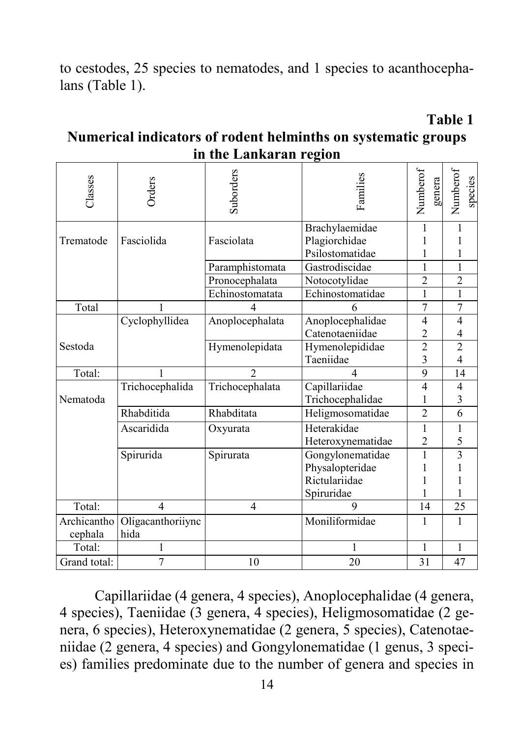to cestodes, 25 species to nematodes, and 1 species to acanthocephalans (Table 1).

**Table 1**

**Numerical indicators of rodent helminths on systematic groups in the Lankaran region**

| Classes | Orders | Suborders | Families | Numberof genera | Numberof species |
|---|---|---|---|---|---|
| Trematode | Fasciolida | Fasciolata | Brachylaemidae | 1 | 1 |
| | | | Plagiorchidae | 1 | 1 |
| | | | Psilostomatidae | 1 | 1 |
| | | Paramphistomata | Gastrodiscidae | 1 | 1 |
| | | Pronocephalata | Notocotylidae | 2 | 2 |
| | | Echinostomatata | Echinostomatidae | 1 | 1 |
| Total | 1 | 4 | 6 | 7 | 7 |
| Sestoda | Cyclophyllidea | Anoplocephalata | Anoplocephalidae | 4 | 4 |
| | | | Catenotaeniidae | 2 | 4 |
| | | Hymenolepidata | Hymenolepididae | 2 | 2 |
| | | | Taeniidae | 3 | 4 |
| Total: | 1 | 2 | 4 | 9 | 14 |
| Nematoda | Trichocephalida | Trichocephalata | Capillariidae | 4 | 4 |
| | | | Trichocephalidae | 1 | 3 |
| | Rhabditida | Rhabditata | Heligmosomatidae | 2 | 6 |
| | Ascaridida | Oxyurata | Heterakidae | 1 | 1 |
| | | | Heteroxynematidae | 2 | 5 |
| | Spirurida | Spirurata | Gongylonematidae | 1 | 3 |
| | | | Physalopteridae | 1 | 1 |
| | | | Rictulariidae | 1 | 1 |
| | | | Spiruridae | 1 | 1 |
| Total: | 4 | 4 | 9 | 14 | 25 |
| Archicanthocephala | Oligacanthoriiynchida | | Moniliformidae | 1 | 1 |
| Total: | 1 | | 1 | 1 | 1 |
| Grand total: | 7 | 10 | 20 | 31 | 47 |

Capillariidae (4 genera, 4 species), Anoplocephalidae (4 genera, 4 species), Taeniidae (3 genera, 4 species), Heligmosomatidae (2 genera, 6 species), Heteroxynematidae (2 genera, 5 species), Catenotaeniidae (2 genera, 4 species) and Gongylonematidae (1 genus, 3 species) families predominate due to the number of genera and species in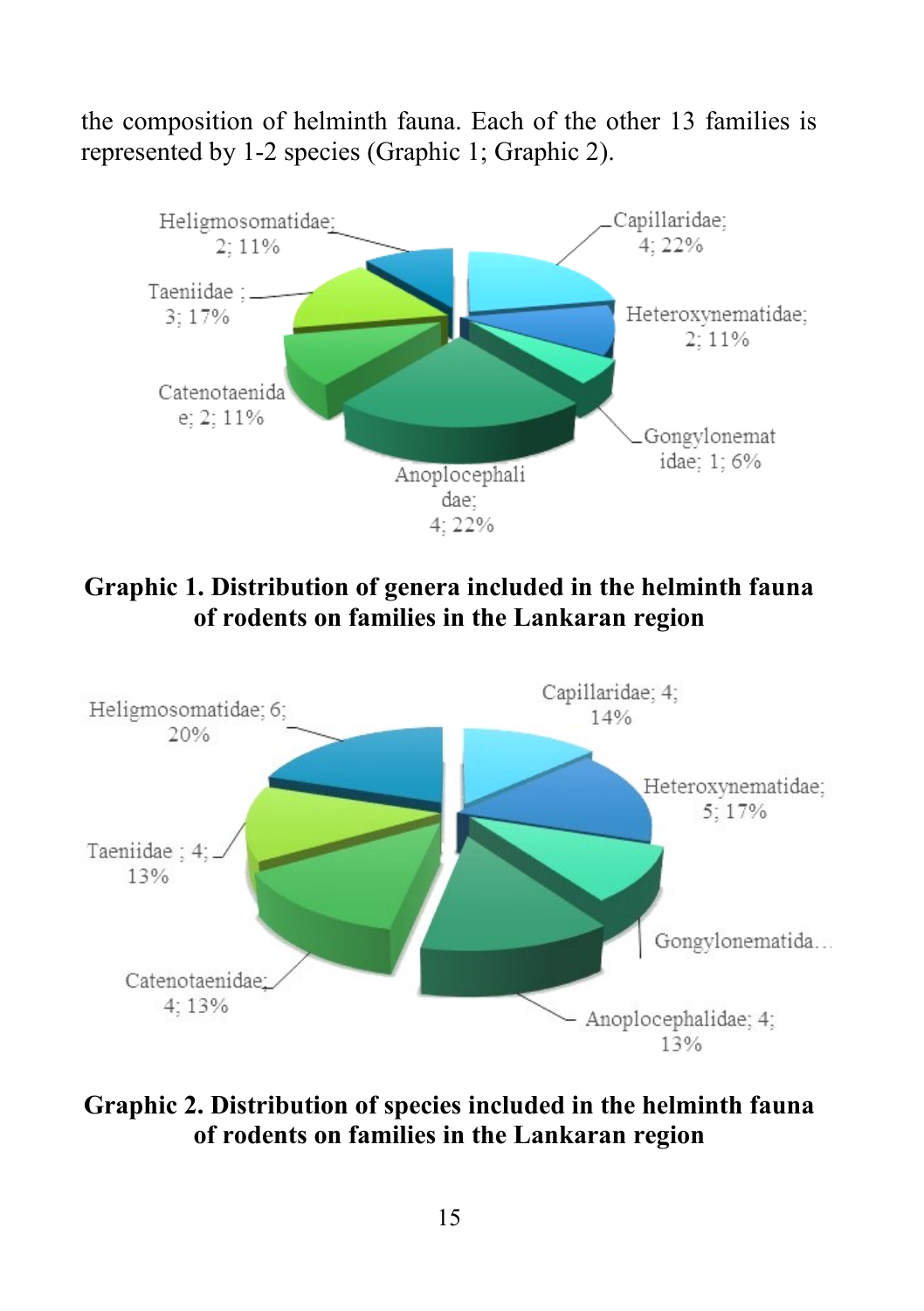the composition of helminth fauna. Each of the other 13 families is represented by 1-2 species (Graphic 1; Graphic 2).

Heligmosomatidae; 2; 11%
Capillaridae; 4; 22%
Taeniidae ; 3; 17%
Heteroxynematidae; 2; 11%
Catenotaenidae; 2; 11%
Gongylonematidae; 1; 6%
Anoplocephalidae; 4; 22%

**Graphic 1. Distribution of genera included in the helminth fauna of rodents on families in the Lankaran region**

Heligmosomatidae; 6; 20%
Capillaridae; 4; 14%
Heteroxynematidae; 5; 17%
Taeniidae ; 4; 13%
Gongylonematida...
Catenotaenidae; 4; 13%
Anoplocephalidae; 4; 13%

**Graphic 2. Distribution of species included in the helminth fauna of rodents on families in the Lankaran region**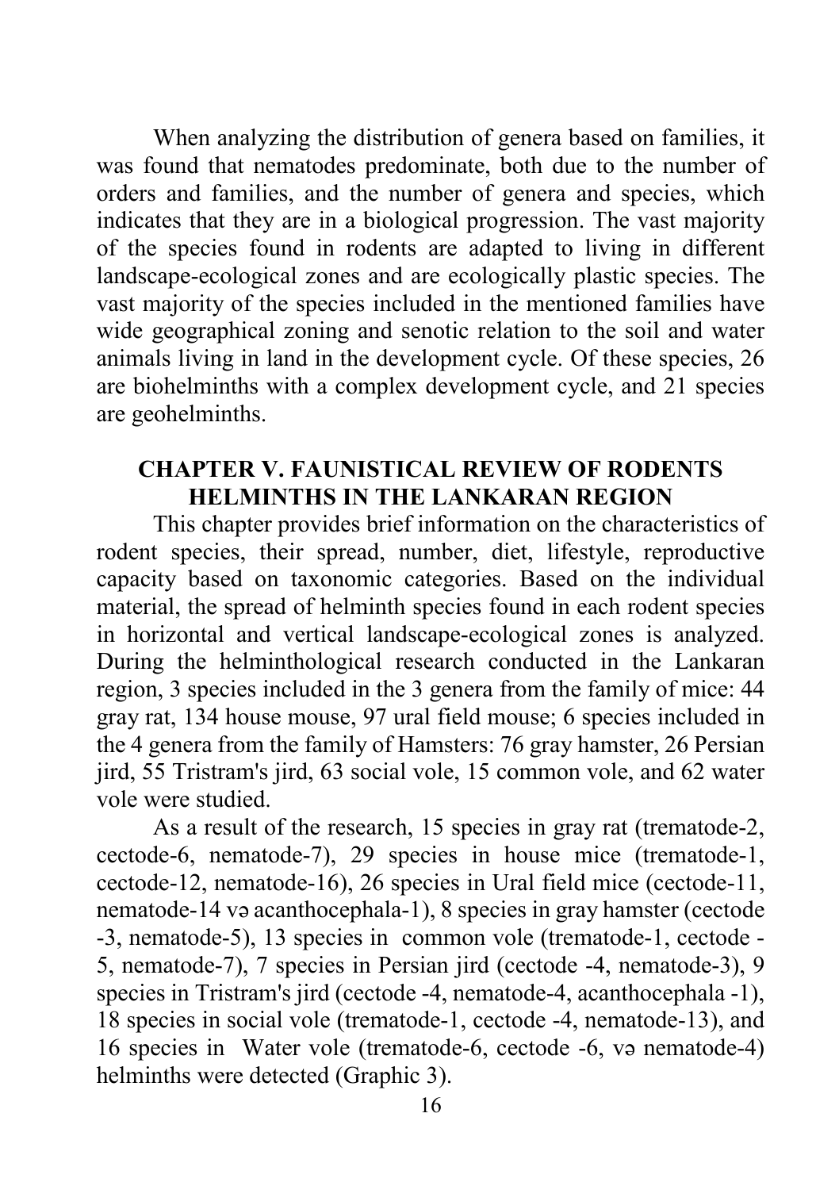When analyzing the distribution of genera based on families, it was found that nematodes predominate, both due to the number of orders and families, and the number of genera and species, which indicates that they are in a biological progression. The vast majority of the species found in rodents are adapted to living in different landscape-ecological zones and are ecologically plastic species. The vast majority of the species included in the mentioned families have wide geographical zoning and senotic relation to the soil and water animals living in land in the development cycle. Of these species, 26 are biohelminths with a complex development cycle, and 21 species are geohelminths.

## CHAPTER V. FAUNISTICAL REVIEW OF RODENTS HELMINTHS IN THE LANKARAN REGION

This chapter provides brief information on the characteristics of rodent species, their spread, number, diet, lifestyle, reproductive capacity based on taxonomic categories. Based on the individual material, the spread of helminth species found in each rodent species in horizontal and vertical landscape-ecological zones is analyzed. During the helminthological research conducted in the Lankaran region, 3 species included in the 3 genera from the family of mice: 44 gray rat, 134 house mouse, 97 ural field mouse; 6 species included in the 4 genera from the family of Hamsters: 76 gray hamster, 26 Persian jird, 55 Tristram's jird, 63 social vole, 15 common vole, and 62 water vole were studied.

As a result of the research, 15 species in gray rat (trematode-2, cectode-6, nematode-7), 29 species in house mice (trematode-1, cectode-12, nematode-16), 26 species in Ural field mice (cectode-11, nematode-14 və acanthocephala-1), 8 species in gray hamster (cectode -3, nematode-5), 13 species in common vole (trematode-1, cectode -5, nematode-7), 7 species in Persian jird (cectode -4, nematode-3), 9 species in Tristram's jird (cectode -4, nematode-4, acanthocephala -1), 18 species in social vole (trematode-1, cectode -4, nematode-13), and 16 species in Water vole (trematode-6, cectode -6, və nematode-4) helminths were detected (Graphic 3).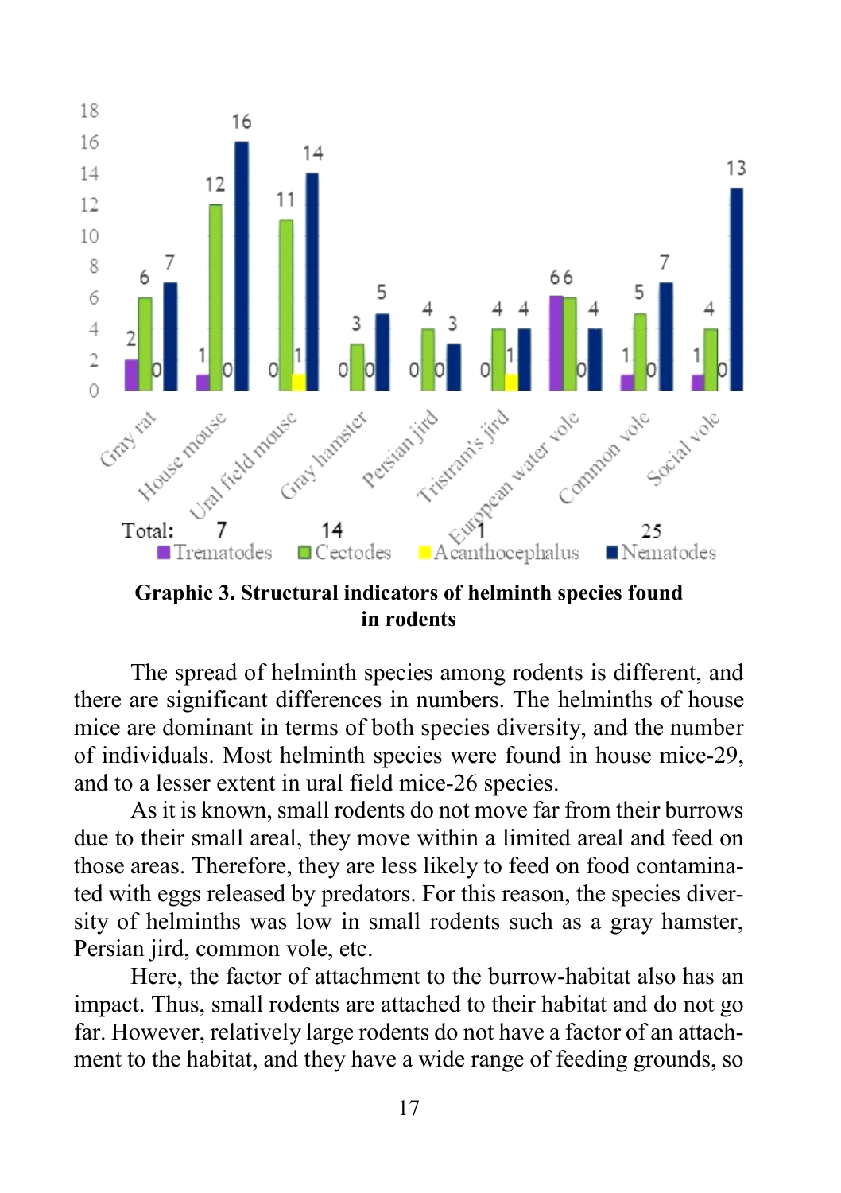| | Trematodes | Cectodes | Acanthocephalus | Nematodes |
|---|---|---|---|---|
| Gray rat | 2 | 6 | 0 | 7 |
| House mouse | 1 | 12 | 0 | 16 |
| Ural field mouse | 0 | 11 | 1 | 14 |
| Gray hamster | 0 | 3 | 0 | 5 |
| Persian jird | 0 | 4 | 0 | 3 |
| Tristram's jird | 0 | 4 | 1 | 4 |
| European water vole | 6 | 6 | 0 | 4 |
| Common vole | 1 | 5 | 0 | 7 |
| Social vole | 1 | 4 | 0 | 13 |
| Total: | 7 | 14 | 1 | 25 |

**Graphic 3. Structural indicators of helminth species found in rodents**

The spread of helminth species among rodents is different, and there are significant differences in numbers. The helminths of house mice are dominant in terms of both species diversity, and the number of individuals. Most helminth species were found in house mice-29, and to a lesser extent in ural field mice-26 species.

As it is known, small rodents do not move far from their burrows due to their small areal, they move within a limited areal and feed on those areas. Therefore, they are less likely to feed on food contaminated with eggs released by predators. For this reason, the species diversity of helminths was low in small rodents such as a gray hamster, Persian jird, common vole, etc.

Here, the factor of attachment to the burrow-habitat also has an impact. Thus, small rodents are attached to their habitat and do not go far. However, relatively large rodents do not have a factor of an attachment to the habitat, and they have a wide range of feeding grounds, so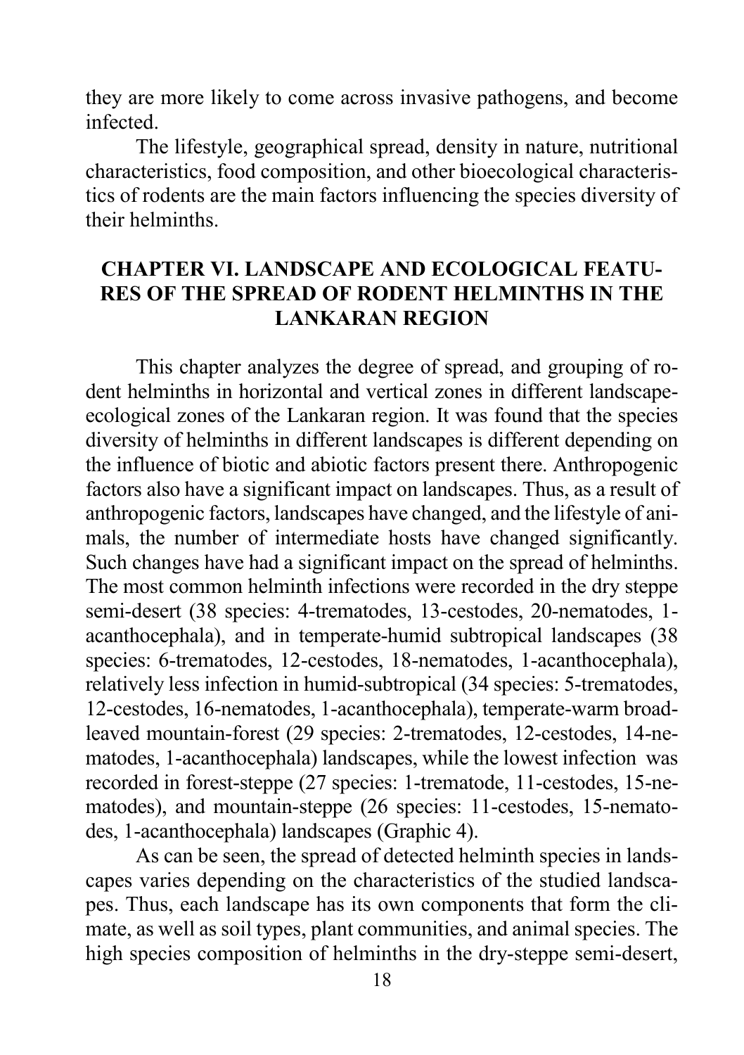they are more likely to come across invasive pathogens, and become infected.

The lifestyle, geographical spread, density in nature, nutritional characteristics, food composition, and other bioecological characteristics of rodents are the main factors influencing the species diversity of their helminths.

## CHAPTER VI. LANDSCAPE AND ECOLOGICAL FEATURES OF THE SPREAD OF RODENT HELMINTHS IN THE LANKARAN REGION

This chapter analyzes the degree of spread, and grouping of rodent helminths in horizontal and vertical zones in different landscape-ecological zones of the Lankaran region. It was found that the species diversity of helminths in different landscapes is different depending on the influence of biotic and abiotic factors present there. Anthropogenic factors also have a significant impact on landscapes. Thus, as a result of anthropogenic factors, landscapes have changed, and the lifestyle of animals, the number of intermediate hosts have changed significantly. Such changes have had a significant impact on the spread of helminths. The most common helminth infections were recorded in the dry steppe semi-desert (38 species: 4-trematodes, 13-cestodes, 20-nematodes, 1-acanthocephala), and in temperate-humid subtropical landscapes (38 species: 6-trematodes, 12-cestodes, 18-nematodes, 1-acanthocephala), relatively less infection in humid-subtropical (34 species: 5-trematodes, 12-cestodes, 16-nematodes, 1-acanthocephala), temperate-warm broad-leaved mountain-forest (29 species: 2-trematodes, 12-cestodes, 14-nematodes, 1-acanthocephala) landscapes, while the lowest infection was recorded in forest-steppe (27 species: 1-trematode, 11-cestodes, 15-nematodes), and mountain-steppe (26 species: 11-cestodes, 15-nematodes, 1-acanthocephala) landscapes (Graphic 4).

As can be seen, the spread of detected helminth species in landscapes varies depending on the characteristics of the studied landscapes. Thus, each landscape has its own components that form the climate, as well as soil types, plant communities, and animal species. The high species composition of helminths in the dry-steppe semi-desert,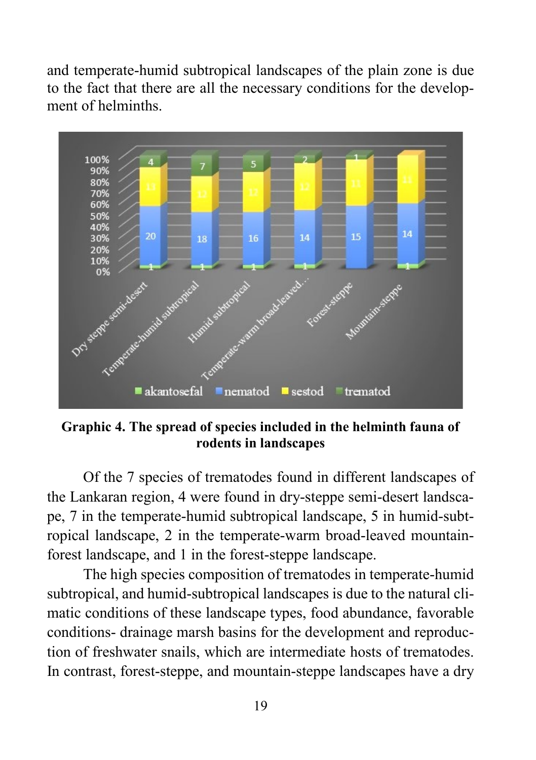and temperate-humid subtropical landscapes of the plain zone is due to the fact that there are all the necessary conditions for the development of helminths.

**Graphic 4. The spread of species included in the helminth fauna of rodents in landscapes**

Of the 7 species of trematodes found in different landscapes of the Lankaran region, 4 were found in dry-steppe semi-desert landscape, 7 in the temperate-humid subtropical landscape, 5 in humid-subtropical landscape, 2 in the temperate-warm broad-leaved mountain-forest landscape, and 1 in the forest-steppe landscape.

The high species composition of trematodes in temperate-humid subtropical, and humid-subtropical landscapes is due to the natural climatic conditions of these landscape types, food abundance, favorable conditions- drainage marsh basins for the development and reproduction of freshwater snails, which are intermediate hosts of trematodes. In contrast, forest-steppe, and mountain-steppe landscapes have a dry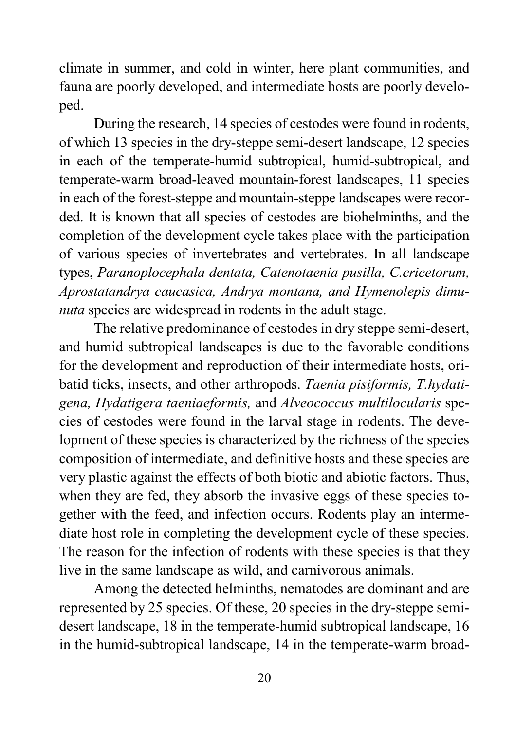climate in summer, and cold in winter, here plant communities, and fauna are poorly developed, and intermediate hosts are poorly developed.

During the research, 14 species of cestodes were found in rodents, of which 13 species in the dry-steppe semi-desert landscape, 12 species in each of the temperate-humid subtropical, humid-subtropical, and temperate-warm broad-leaved mountain-forest landscapes, 11 species in each of the forest-steppe and mountain-steppe landscapes were recorded. It is known that all species of cestodes are biohelminths, and the completion of the development cycle takes place with the participation of various species of invertebrates and vertebrates. In all landscape types, *Paranoplocephala dentata, Catenotaenia pusilla, C.cricetorum, Aprostatandrya caucasica, Andrya montana, and Hymenolepis dimunuta* species are widespread in rodents in the adult stage.

The relative predominance of cestodes in dry steppe semi-desert, and humid subtropical landscapes is due to the favorable conditions for the development and reproduction of their intermediate hosts, oribatid ticks, insects, and other arthropods. *Taenia pisiformis, T.hydatigena, Hydatigera taeniaeformis,* and *Alveococcus multilocularis* species of cestodes were found in the larval stage in rodents. The development of these species is characterized by the richness of the species composition of intermediate, and definitive hosts and these species are very plastic against the effects of both biotic and abiotic factors. Thus, when they are fed, they absorb the invasive eggs of these species together with the feed, and infection occurs. Rodents play an intermediate host role in completing the development cycle of these species. The reason for the infection of rodents with these species is that they live in the same landscape as wild, and carnivorous animals.

Among the detected helminths, nematodes are dominant and are represented by 25 species. Of these, 20 species in the dry-steppe semi-desert landscape, 18 in the temperate-humid subtropical landscape, 16 in the humid-subtropical landscape, 14 in the temperate-warm broad-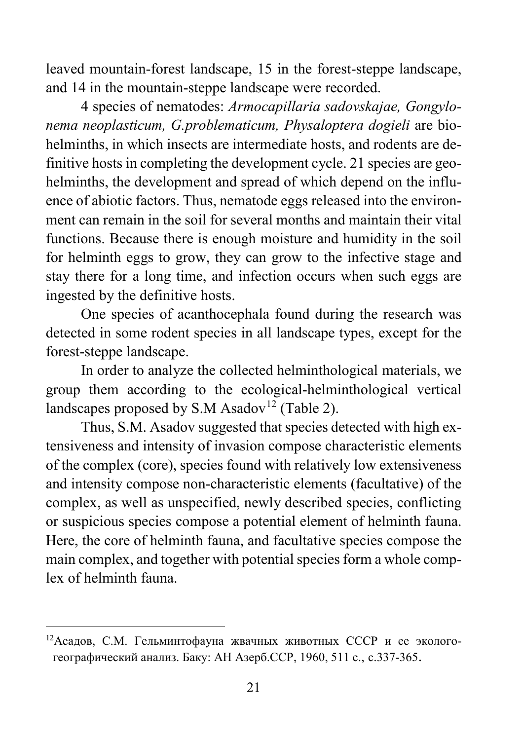leaved mountain-forest landscape, 15 in the forest-steppe landscape, and 14 in the mountain-steppe landscape were recorded.

4 species of nematodes: *Armocapillaria sadovskajae, Gongylonema neoplasticum, G.problematicum, Physaloptera dogieli* are biohelminths, in which insects are intermediate hosts, and rodents are definitive hosts in completing the development cycle. 21 species are geohelminths, the development and spread of which depend on the influence of abiotic factors. Thus, nematode eggs released into the environment can remain in the soil for several months and maintain their vital functions. Because there is enough moisture and humidity in the soil for helminth eggs to grow, they can grow to the infective stage and stay there for a long time, and infection occurs when such eggs are ingested by the definitive hosts.

One species of acanthocephala found during the research was detected in some rodent species in all landscape types, except for the forest-steppe landscape.

In order to analyze the collected helminthological materials, we group them according to the ecological-helminthological vertical landscapes proposed by S.M Asadov[12] (Table 2).

Thus, S.M. Asadov suggested that species detected with high extensiveness and intensity of invasion compose characteristic elements of the complex (core), species found with relatively low extensiveness and intensity compose non-characteristic elements (facultative) of the complex, as well as unspecified, newly described species, conflicting or suspicious species compose a potential element of helminth fauna. Here, the core of helminth fauna, and facultative species compose the main complex, and together with potential species form a whole complex of helminth fauna.

---

[12] Асадов, С.М. Гельминтофауна жвачных животных СССР и ее эколого-географический анализ. Баку: АН Азерб.ССР, 1960, 511 с., с.337-365.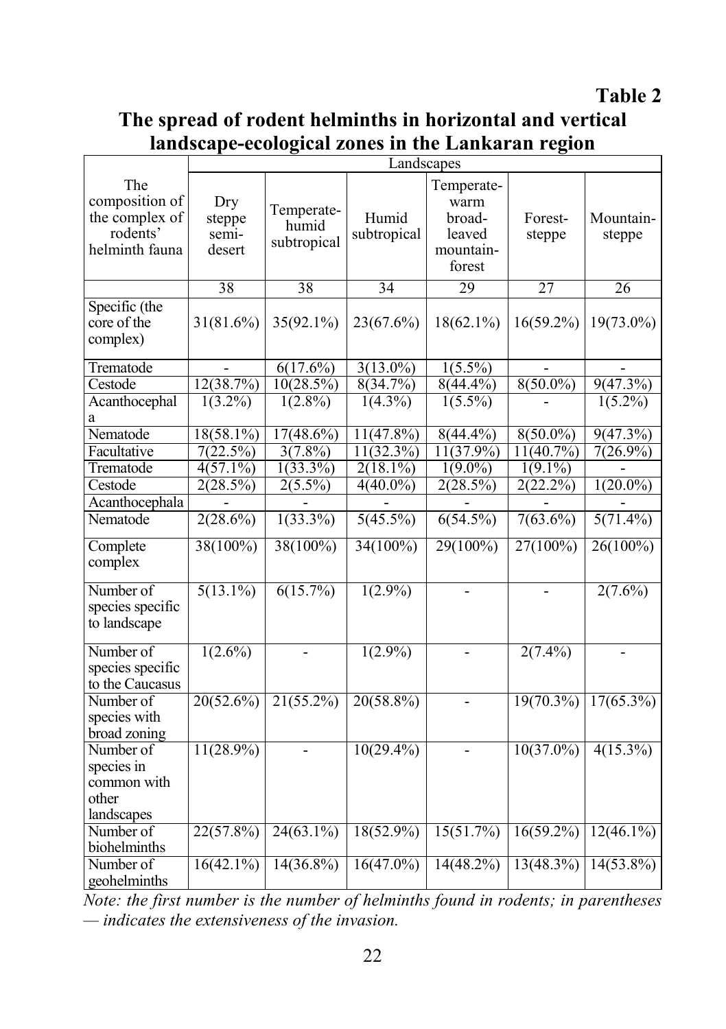**Table 2**

**The spread of rodent helminths in horizontal and vertical landscape-ecological zones in the Lankaran region**

| The composition of the complex of rodents' helminth fauna | Landscapes | | | | | |
|---|---|---|---|---|---|---|
| | Dry steppe semi-desert | Temperate-humid subtropical | Humid subtropical | Temperate-warm broad-leaved mountain-forest | Forest-steppe | Mountain-steppe |
| | 38 | 38 | 34 | 29 | 27 | 26 |
| Specific (the core of the complex) | 31(81.6%) | 35(92.1%) | 23(67.6%) | 18(62.1%) | 16(59.2%) | 19(73.0%) |
| Trematode | - | 6(17.6%) | 3(13.0%) | 1(5.5%) | - | - |
| Cestode | 12(38.7%) | 10(28.5%) | 8(34.7%) | 8(44.4%) | 8(50.0%) | 9(47.3%) |
| Acanthocephala | 1(3.2%) | 1(2.8%) | 1(4.3%) | 1(5.5%) | - | 1(5.2%) |
| Nematode | 18(58.1%) | 17(48.6%) | 11(47.8%) | 8(44.4%) | 8(50.0%) | 9(47.3%) |
| Facultative | 7(22.5%) | 3(7.8%) | 11(32.3%) | 11(37.9%) | 11(40.7%) | 7(26.9%) |
| Trematode | 4(57.1%) | 1(33.3%) | 2(18.1%) | 1(9.0%) | 1(9.1%) | - |
| Cestode | 2(28.5%) | 2(5.5%) | 4(40.0%) | 2(28.5%) | 2(22.2%) | 1(20.0%) |
| Acanthocephala | - | - | - | - | - | - |
| Nematode | 2(28.6%) | 1(33.3%) | 5(45.5%) | 6(54.5%) | 7(63.6%) | 5(71.4%) |
| Complete complex | 38(100%) | 38(100%) | 34(100%) | 29(100%) | 27(100%) | 26(100%) |
| Number of species specific to landscape | 5(13.1%) | 6(15.7%) | 1(2.9%) | - | - | 2(7.6%) |
| Number of species specific to the Caucasus | 1(2.6%) | - | 1(2.9%) | - | 2(7.4%) | - |
| Number of species with broad zoning | 20(52.6%) | 21(55.2%) | 20(58.8%) | - | 19(70.3%) | 17(65.3%) |
| Number of species in common with other landscapes | 11(28.9%) | - | 10(29.4%) | - | 10(37.0%) | 4(15.3%) |
| Number of biohelminths | 22(57.8%) | 24(63.1%) | 18(52.9%) | 15(51.7%) | 16(59.2%) | 12(46.1%) |
| Number of geohelminths | 16(42.1%) | 14(36.8%) | 16(47.0%) | 14(48.2%) | 13(48.3%) | 14(53.8%) |

*Note: the first number is the number of helminths found in rodents; in parentheses — indicates the extensiveness of the invasion.*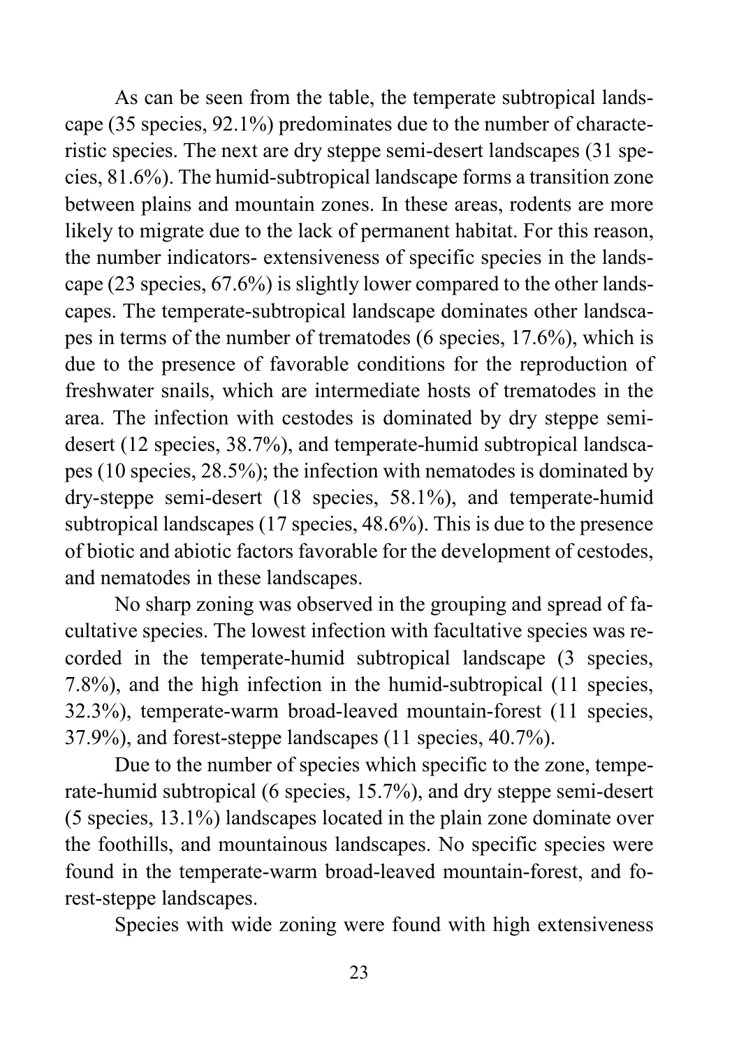As can be seen from the table, the temperate subtropical landscape (35 species, 92.1%) predominates due to the number of characteristic species. The next are dry steppe semi-desert landscapes (31 species, 81.6%). The humid-subtropical landscape forms a transition zone between plains and mountain zones. In these areas, rodents are more likely to migrate due to the lack of permanent habitat. For this reason, the number indicators- extensiveness of specific species in the landscape (23 species, 67.6%) is slightly lower compared to the other landscapes. The temperate-subtropical landscape dominates other landscapes in terms of the number of trematodes (6 species, 17.6%), which is due to the presence of favorable conditions for the reproduction of freshwater snails, which are intermediate hosts of trematodes in the area. The infection with cestodes is dominated by dry steppe semi-desert (12 species, 38.7%), and temperate-humid subtropical landscapes (10 species, 28.5%); the infection with nematodes is dominated by dry-steppe semi-desert (18 species, 58.1%), and temperate-humid subtropical landscapes (17 species, 48.6%). This is due to the presence of biotic and abiotic factors favorable for the development of cestodes, and nematodes in these landscapes.

No sharp zoning was observed in the grouping and spread of facultative species. The lowest infection with facultative species was recorded in the temperate-humid subtropical landscape (3 species, 7.8%), and the high infection in the humid-subtropical (11 species, 32.3%), temperate-warm broad-leaved mountain-forest (11 species, 37.9%), and forest-steppe landscapes (11 species, 40.7%).

Due to the number of species which specific to the zone, temperate-humid subtropical (6 species, 15.7%), and dry steppe semi-desert (5 species, 13.1%) landscapes located in the plain zone dominate over the foothills, and mountainous landscapes. No specific species were found in the temperate-warm broad-leaved mountain-forest, and forest-steppe landscapes.

Species with wide zoning were found with high extensiveness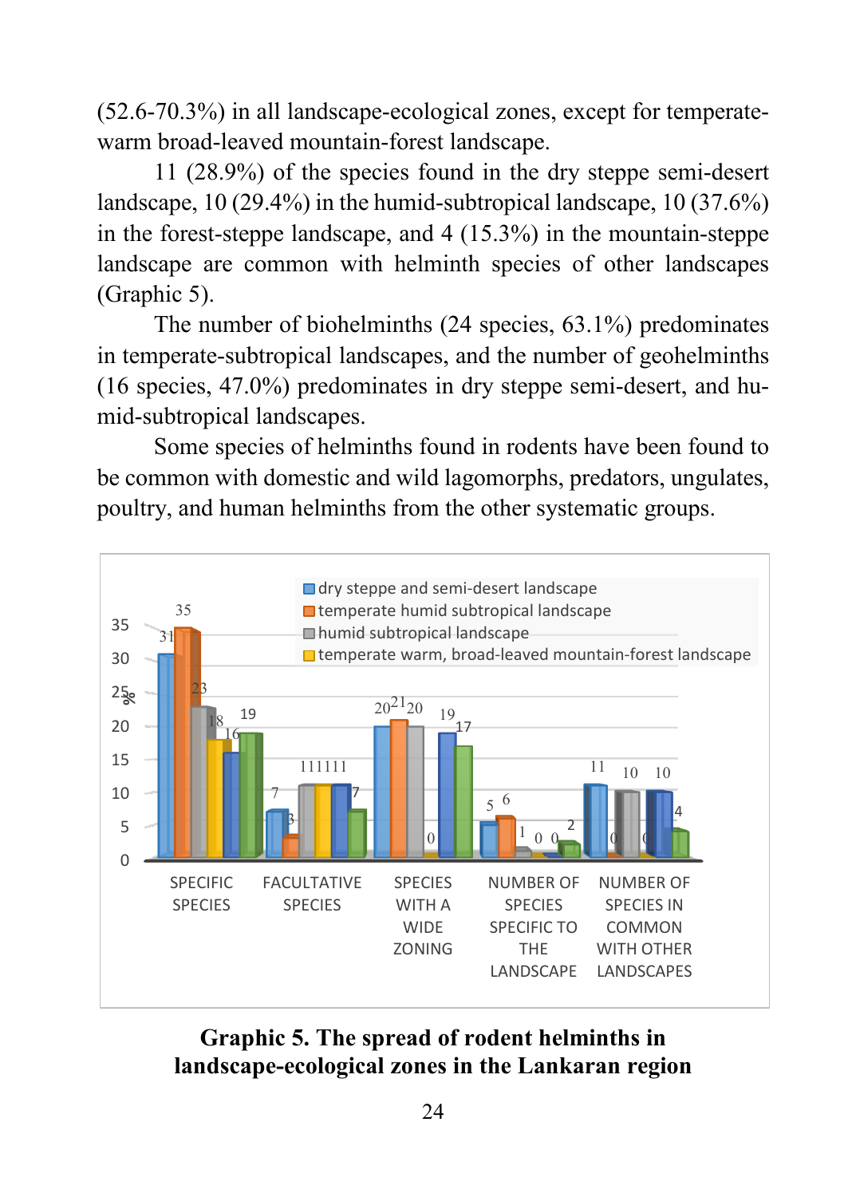(52.6-70.3%) in all landscape-ecological zones, except for temperate-warm broad-leaved mountain-forest landscape.

11 (28.9%) of the species found in the dry steppe semi-desert landscape, 10 (29.4%) in the humid-subtropical landscape, 10 (37.6%) in the forest-steppe landscape, and 4 (15.3%) in the mountain-steppe landscape are common with helminth species of other landscapes (Graphic 5).

The number of biohelminths (24 species, 63.1%) predominates in temperate-subtropical landscapes, and the number of geohelminths (16 species, 47.0%) predominates in dry steppe semi-desert, and humid-subtropical landscapes.

Some species of helminths found in rodents have been found to be common with domestic and wild lagomorphs, predators, ungulates, poultry, and human helminths from the other systematic groups.

**Graphic 5. The spread of rodent helminths in landscape-ecological zones in the Lankaran region**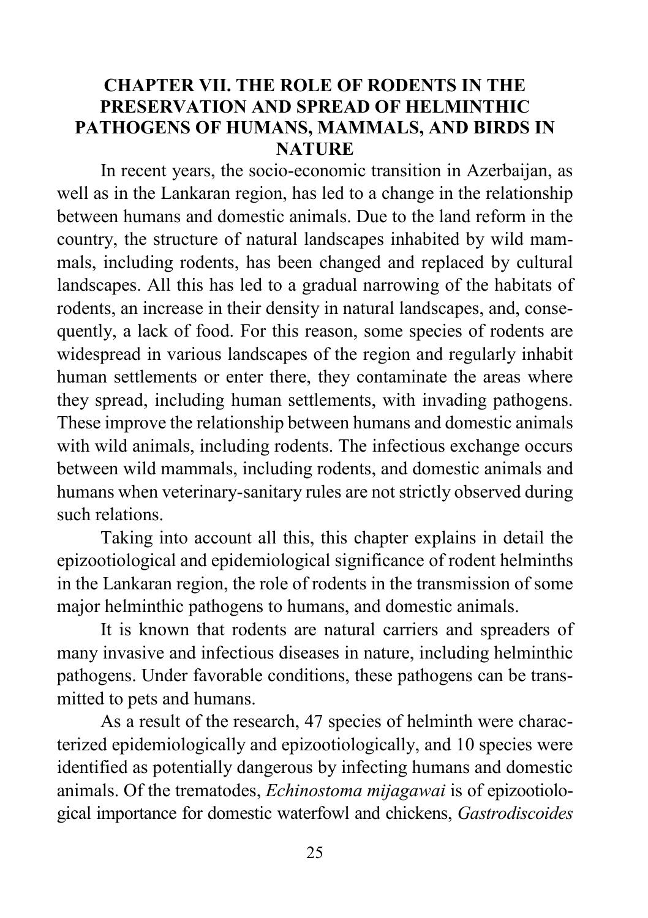# CHAPTER VII. THE ROLE OF RODENTS IN THE PRESERVATION AND SPREAD OF HELMINTHIC PATHOGENS OF HUMANS, MAMMALS, AND BIRDS IN NATURE

In recent years, the socio-economic transition in Azerbaijan, as well as in the Lankaran region, has led to a change in the relationship between humans and domestic animals. Due to the land reform in the country, the structure of natural landscapes inhabited by wild mammals, including rodents, has been changed and replaced by cultural landscapes. All this has led to a gradual narrowing of the habitats of rodents, an increase in their density in natural landscapes, and, consequently, a lack of food. For this reason, some species of rodents are widespread in various landscapes of the region and regularly inhabit human settlements or enter there, they contaminate the areas where they spread, including human settlements, with invading pathogens. These improve the relationship between humans and domestic animals with wild animals, including rodents. The infectious exchange occurs between wild mammals, including rodents, and domestic animals and humans when veterinary-sanitary rules are not strictly observed during such relations.

Taking into account all this, this chapter explains in detail the epizootiological and epidemiological significance of rodent helminths in the Lankaran region, the role of rodents in the transmission of some major helminthic pathogens to humans, and domestic animals.

It is known that rodents are natural carriers and spreaders of many invasive and infectious diseases in nature, including helminthic pathogens. Under favorable conditions, these pathogens can be transmitted to pets and humans.

As a result of the research, 47 species of helminth were characterized epidemiologically and epizootiologically, and 10 species were identified as potentially dangerous by infecting humans and domestic animals. Of the trematodes, *Echinostoma mijagawai* is of epizootiological importance for domestic waterfowl and chickens, *Gastrodiscoides*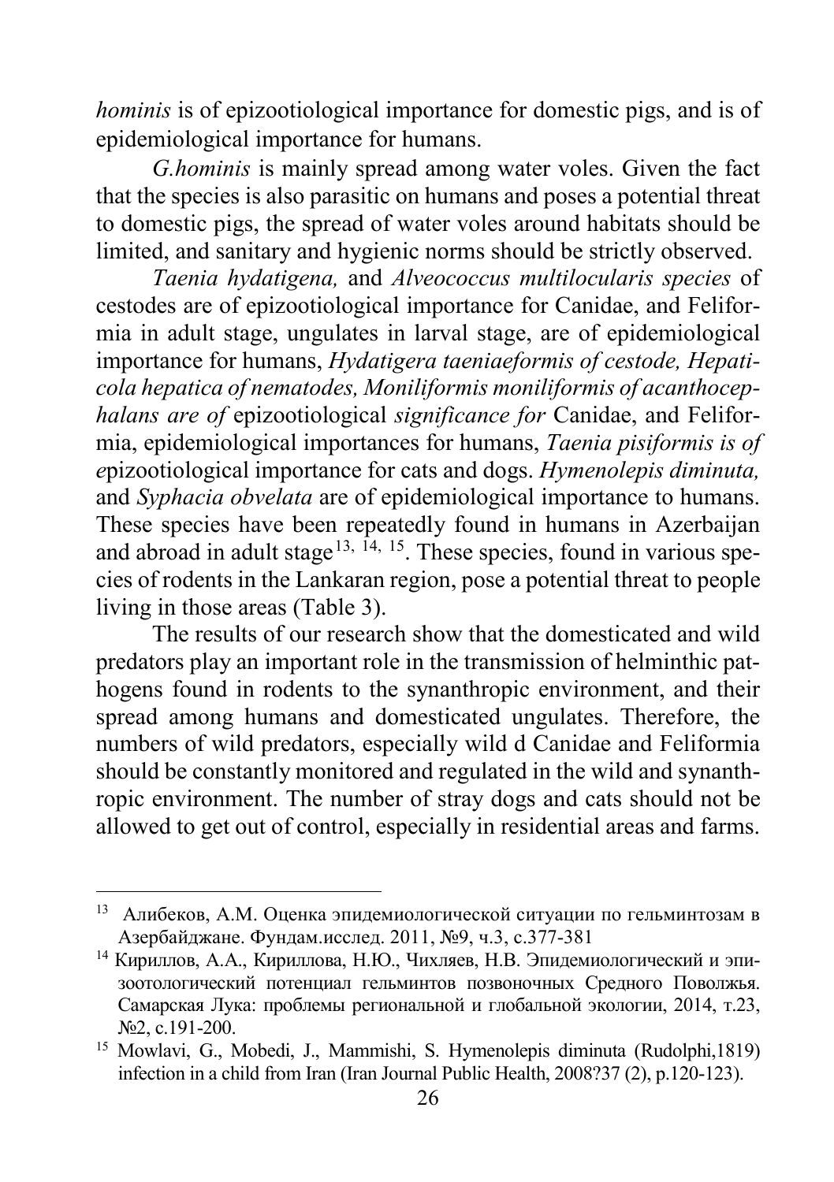*hominis* is of epizootiological importance for domestic pigs, and is of epidemiological importance for humans.

*G.hominis* is mainly spread among water voles. Given the fact that the species is also parasitic on humans and poses a potential threat to domestic pigs, the spread of water voles around habitats should be limited, and sanitary and hygienic norms should be strictly observed.

*Taenia hydatigena,* and *Alveococcus multilocularis species* of cestodes are of epizootiological importance for Canidae, and Feliformia in adult stage, ungulates in larval stage, are of epidemiological importance for humans, *Hydatigera taeniaeformis of cestode, Hepaticola hepatica of nematodes, Moniliformis moniliformis of acanthocephalans are of* epizootiological *significance for* Canidae, and Feliformia, epidemiological importances for humans, *Taenia pisiformis is of e*pizootiological importance for cats and dogs. *Hymenolepis diminuta,* and *Syphacia obvelata* are of epidemiological importance to humans. These species have been repeatedly found in humans in Azerbaijan and abroad in adult stage[13, 14, 15]. These species, found in various species of rodents in the Lankaran region, pose a potential threat to people living in those areas (Table 3).

The results of our research show that the domesticated and wild predators play an important role in the transmission of helminthic pathogens found in rodents to the synanthropic environment, and their spread among humans and domesticated ungulates. Therefore, the numbers of wild predators, especially wild d Canidae and Feliformia should be constantly monitored and regulated in the wild and synanthropic environment. The number of stray dogs and cats should not be allowed to get out of control, especially in residential areas and farms.

---

[13] Алибеков, А.М. Оценка эпидемиологической ситуации по гельминтозам в Азербайджане. Фундам.исслед. 2011, №9, ч.3, с.377-381

[14] Кириллов, А.А., Кириллова, Н.Ю., Чихляев, Н.В. Эпидемиологический и эпизоотологический потенциал гельминтов позвоночных Средного Поволжья. Самарская Лука: проблемы региональной и глобальной экологии, 2014, т.23, №2, с.191-200.

[15] Mowlavi, G., Mobedi, J., Mammishi, S. Hymenolepis diminuta (Rudolphi,1819) infection in a child from Iran (Iran Journal Public Health, 2008?37 (2), p.120-123).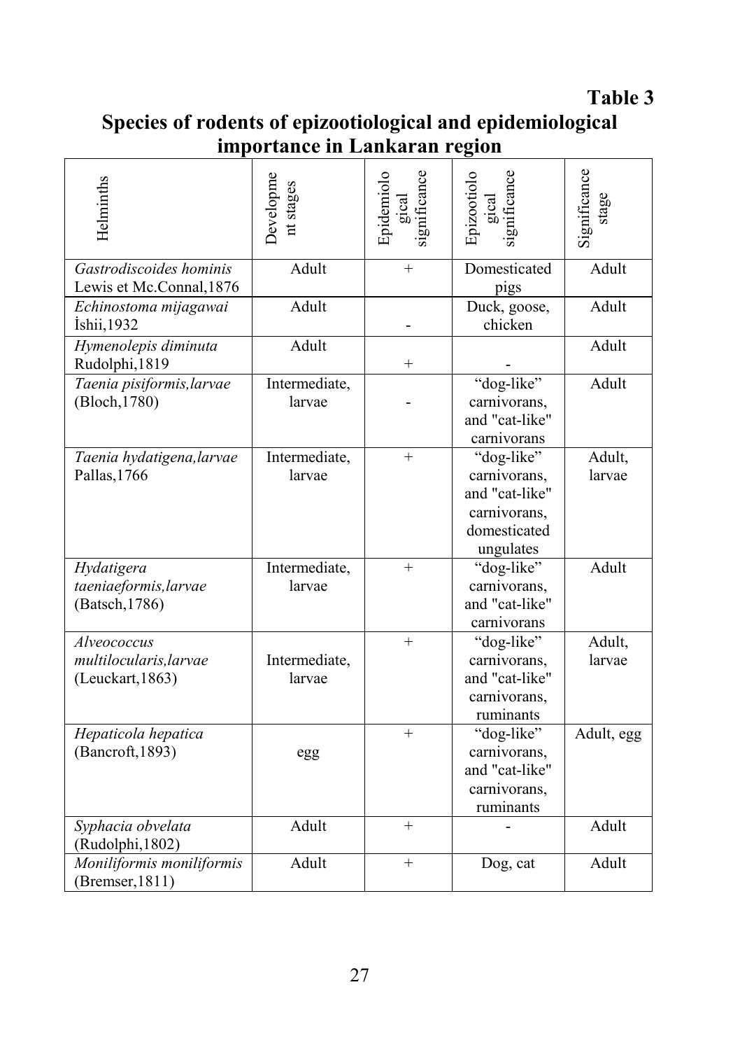**Table 3**

**Species of rodents of epizootiological and epidemiological importance in Lankaran region**

| Helminths | Development stages | Epidemiological significance | Epizootiological significance | Significance stage |
|---|---|---|---|---|
| *Gastrodiscoides hominis* Lewis et Mc.Connal,1876 | Adult | + | Domesticated pigs | Adult |
| *Echinostoma mijagawai* İshii,1932 | Adult | - | Duck, goose, chicken | Adult |
| *Hymenolepis diminuta* Rudolphi,1819 | Adult | + | - | Adult |
| *Taenia pisiformis,larvae* (Bloch,1780) | Intermediate, larvae | - | "dog-like" carnivorans, and "cat-like" carnivorans | Adult |
| *Taenia hydatigena,larvae* Pallas,1766 | Intermediate, larvae | + | "dog-like" carnivorans, and "cat-like" carnivorans, domesticated ungulates | Adult, larvae |
| *Hydatigera taeniaeformis,larvae* (Batsch,1786) | Intermediate, larvae | + | "dog-like" carnivorans, and "cat-like" carnivorans | Adult |
| *Alveococcus multilocularis,larvae* (Leuckart,1863) | Intermediate, larvae | + | "dog-like" carnivorans, and "cat-like" carnivorans, ruminants | Adult, larvae |
| *Hepaticola hepatica* (Bancroft,1893) | egg | + | "dog-like" carnivorans, and "cat-like" carnivorans, ruminants | Adult, egg |
| *Syphacia obvelata* (Rudolphi,1802) | Adult | + | - | Adult |
| *Moniliformis moniliformis* (Bremser,1811) | Adult | + | Dog, cat | Adult |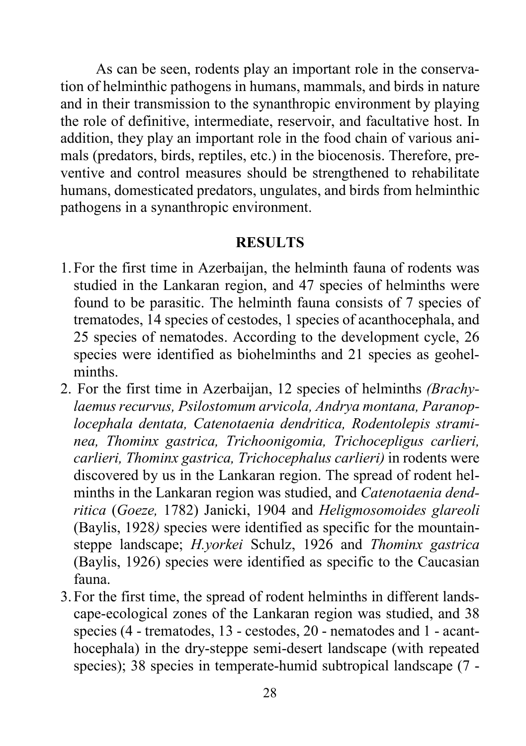As can be seen, rodents play an important role in the conservation of helminthic pathogens in humans, mammals, and birds in nature and in their transmission to the synanthropic environment by playing the role of definitive, intermediate, reservoir, and facultative host. In addition, they play an important role in the food chain of various animals (predators, birds, reptiles, etc.) in the biocenosis. Therefore, preventive and control measures should be strengthened to rehabilitate humans, domesticated predators, ungulates, and birds from helminthic pathogens in a synanthropic environment.

## RESULTS

1. For the first time in Azerbaijan, the helminth fauna of rodents was studied in the Lankaran region, and 47 species of helminths were found to be parasitic. The helminth fauna consists of 7 species of trematodes, 14 species of cestodes, 1 species of acanthocephala, and 25 species of nematodes. According to the development cycle, 26 species were identified as biohelminths and 21 species as geohelminths.
2. For the first time in Azerbaijan, 12 species of helminths *(Brachylaemus recurvus, Psilostomum arvicola, Andrya montana, Paranoplocephala dentata, Catenotaenia dendritica, Rodentolepis straminea, Thominx gastrica, Trichoonigomia, Trichocepligus carlieri, carlieri, Thominx gastrica, Trichocephalus carlieri)* in rodents were discovered by us in the Lankaran region. The spread of rodent helminths in the Lankaran region was studied, and *Catenotaenia dendritica* (*Goeze,* 1782) Janicki, 1904 and *Heligmosomoides glareoli* (Baylis, 1928*)* species were identified as specific for the mountain-steppe landscape; *H.yorkei* Schulz, 1926 and *Thominx gastrica* (Baylis, 1926) species were identified as specific to the Caucasian fauna.
3. For the first time, the spread of rodent helminths in different landscape-ecological zones of the Lankaran region was studied, and 38 species (4 - trematodes, 13 - cestodes, 20 - nematodes and 1 - acanthocephala) in the dry-steppe semi-desert landscape (with repeated species); 38 species in temperate-humid subtropical landscape (7 -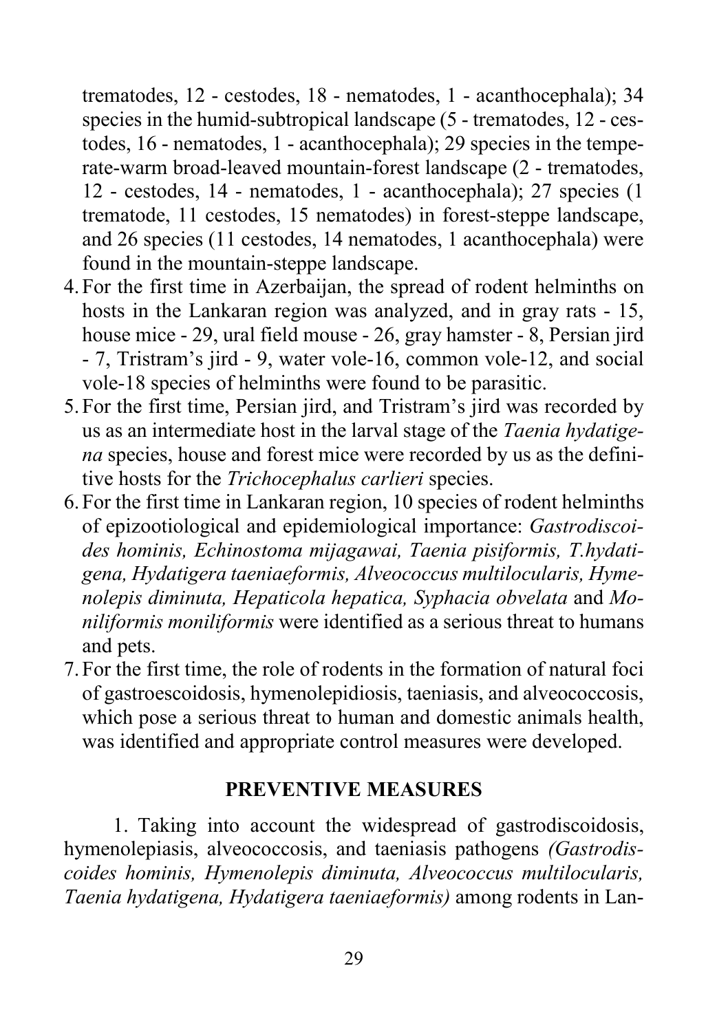trematodes, 12 - cestodes, 18 - nematodes, 1 - acanthocephala); 34 species in the humid-subtropical landscape (5 - trematodes, 12 - cestodes, 16 - nematodes, 1 - acanthocephala); 29 species in the temperate-warm broad-leaved mountain-forest landscape (2 - trematodes, 12 - cestodes, 14 - nematodes, 1 - acanthocephala); 27 species (1 trematode, 11 cestodes, 15 nematodes) in forest-steppe landscape, and 26 species (11 cestodes, 14 nematodes, 1 acanthocephala) were found in the mountain-steppe landscape.

4. For the first time in Azerbaijan, the spread of rodent helminths on hosts in the Lankaran region was analyzed, and in gray rats - 15, house mice - 29, ural field mouse - 26, gray hamster - 8, Persian jird - 7, Tristram's jird - 9, water vole-16, common vole-12, and social vole-18 species of helminths were found to be parasitic.
5. For the first time, Persian jird, and Tristram's jird was recorded by us as an intermediate host in the larval stage of the *Taenia hydatigena* species, house and forest mice were recorded by us as the definitive hosts for the *Trichocephalus carlieri* species.
6. For the first time in Lankaran region, 10 species of rodent helminths of epizootiological and epidemiological importance: *Gastrodiscoides hominis, Echinostoma mijagawai, Taenia pisiformis, T.hydatigena, Hydatigera taeniaeformis, Alveococcus multilocularis, Hymenolepis diminuta, Hepaticola hepatica, Syphacia obvelata* and *Moniliformis moniliformis* were identified as a serious threat to humans and pets.
7. For the first time, the role of rodents in the formation of natural foci of gastroescoidosis, hymenolepidiosis, taeniasis, and alveococcosis, which pose a serious threat to human and domestic animals health, was identified and appropriate control measures were developed.

## PREVENTIVE MEASURES

1. Taking into account the widespread of gastrodiscoidosis, hymenolepiasis, alveococcosis, and taeniasis pathogens *(Gastrodiscoides hominis, Hymenolepis diminuta, Alveococcus multilocularis, Taenia hydatigena, Hydatigera taeniaeformis)* among rodents in Lan-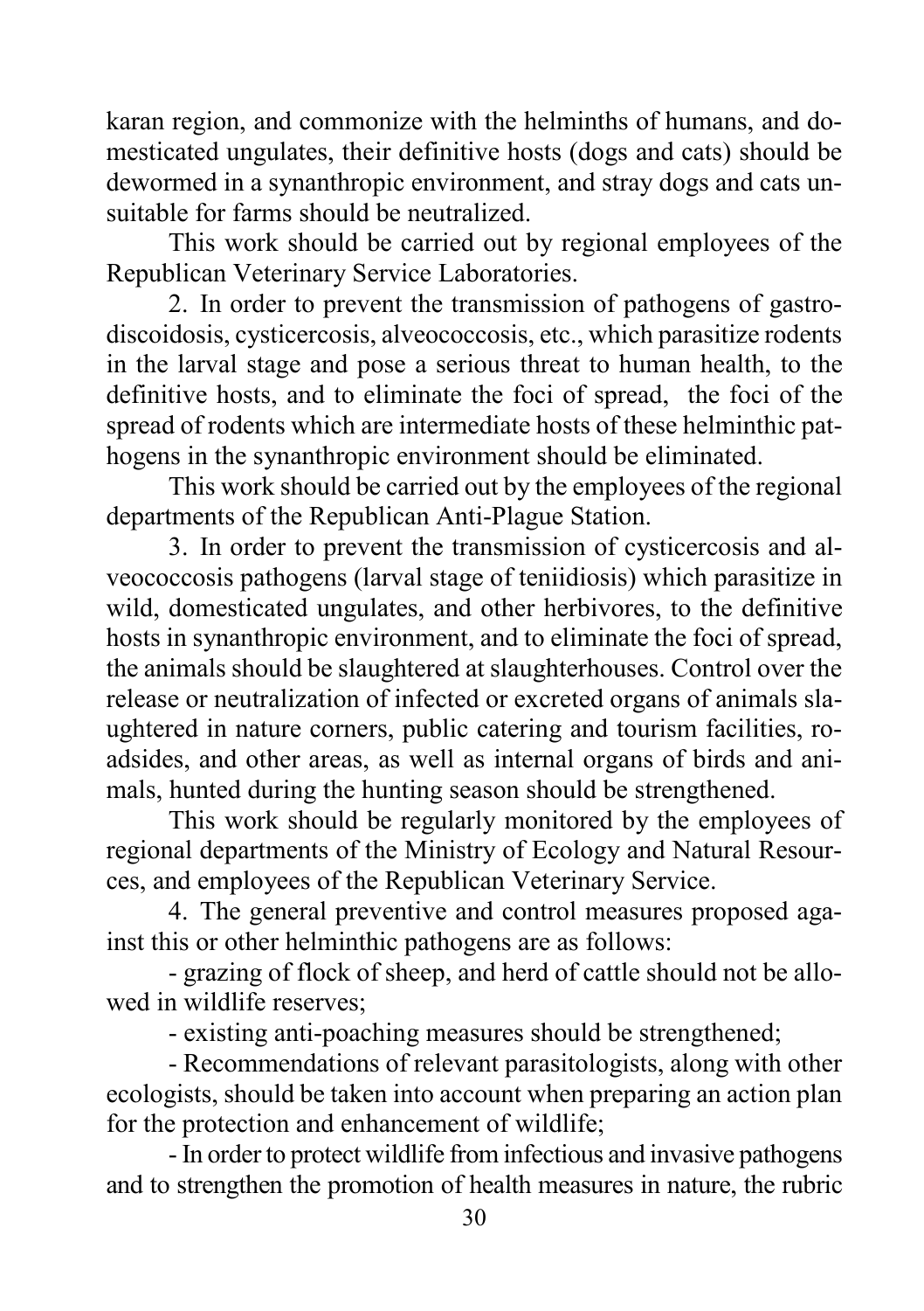karan region, and commonize with the helminths of humans, and domesticated ungulates, their definitive hosts (dogs and cats) should be dewormed in a synanthropic environment, and stray dogs and cats unsuitable for farms should be neutralized.

This work should be carried out by regional employees of the Republican Veterinary Service Laboratories.

2. In order to prevent the transmission of pathogens of gastrodiscoidosis, cysticercosis, alveococcosis, etc., which parasitize rodents in the larval stage and pose a serious threat to human health, to the definitive hosts, and to eliminate the foci of spread, the foci of the spread of rodents which are intermediate hosts of these helminthic pathogens in the synanthropic environment should be eliminated.

This work should be carried out by the employees of the regional departments of the Republican Anti-Plague Station.

3. In order to prevent the transmission of cysticercosis and alveococcosis pathogens (larval stage of teniidiosis) which parasitize in wild, domesticated ungulates, and other herbivores, to the definitive hosts in synanthropic environment, and to eliminate the foci of spread, the animals should be slaughtered at slaughterhouses. Control over the release or neutralization of infected or excreted organs of animals slaughtered in nature corners, public catering and tourism facilities, roadsides, and other areas, as well as internal organs of birds and animals, hunted during the hunting season should be strengthened.

This work should be regularly monitored by the employees of regional departments of the Ministry of Ecology and Natural Resources, and employees of the Republican Veterinary Service.

4. The general preventive and control measures proposed against this or other helminthic pathogens are as follows:

- grazing of flock of sheep, and herd of cattle should not be allowed in wildlife reserves;
- existing anti-poaching measures should be strengthened;
- Recommendations of relevant parasitologists, along with other ecologists, should be taken into account when preparing an action plan for the protection and enhancement of wildlife;
- In order to protect wildlife from infectious and invasive pathogens and to strengthen the promotion of health measures in nature, the rubric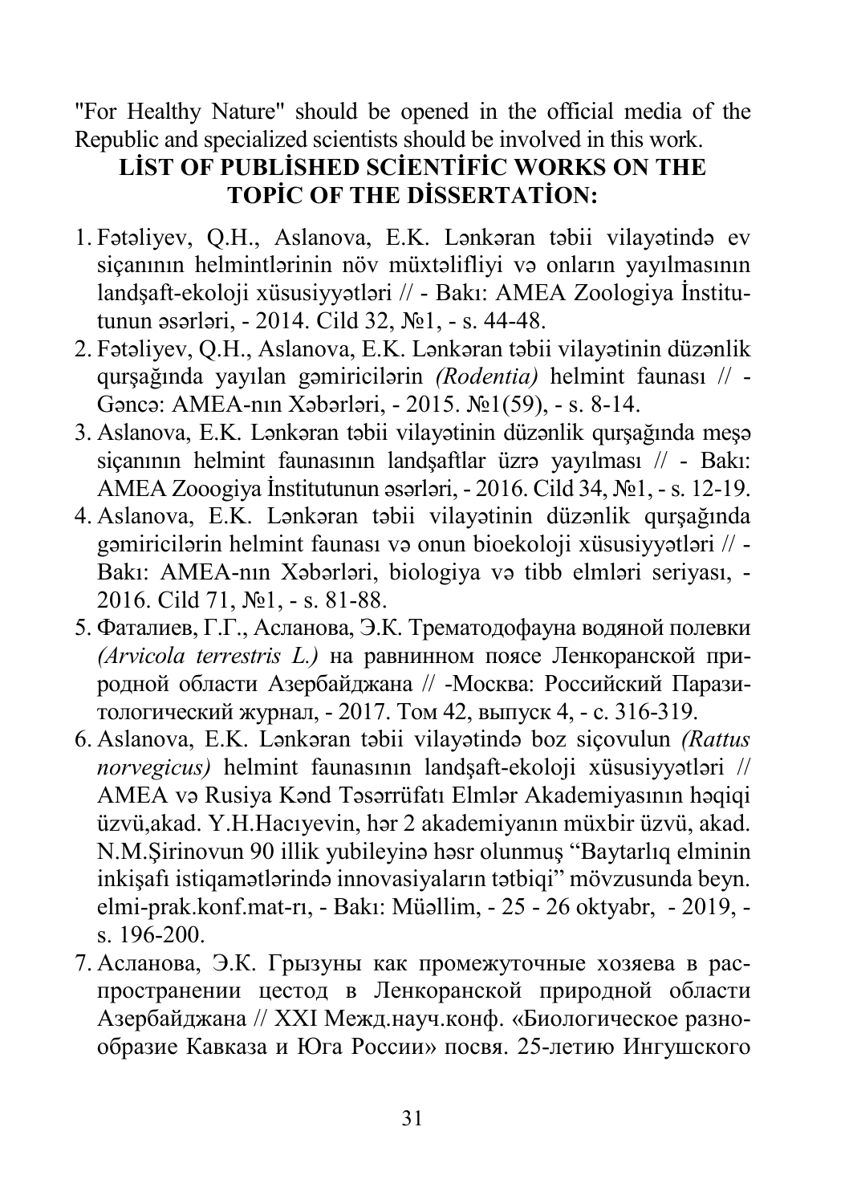"For Healthy Nature" should be opened in the official media of the Republic and specialized scientists should be involved in this work.

## LİST OF PUBLİSHED SCİENTİFİC WORKS ON THE TOPİC OF THE DİSSERTATİON:

1. Fətəliyev, Q.H., Aslanova, E.K. Lənkəran təbii vilayətində ev siçanının helmintlərinin növ müxtəlifliyi və onların yayılmasının landşaft-ekoloji xüsusiyyətləri // - Bakı: AMEA Zoologiya İnstitutunun əsərləri, - 2014. Cild 32, №1, - s. 44-48.
2. Fətəliyev, Q.H., Aslanova, E.K. Lənkəran təbii vilayətinin düzənlik qurşağında yayılan gəmiricilərin *(Rodentia)* helmint faunası // - Gəncə: AMEA-nın Xəbərləri, - 2015. №1(59), - s. 8-14.
3. Aslanova, E.K. Lənkəran təbii vilayətinin düzənlik qurşağında meşə siçanının helmint faunasının landşaftlar üzrə yayılması // - Bakı: AMEA Zooogiya İnstitutunun əsərləri, - 2016. Cild 34, №1, - s. 12-19.
4. Aslanova, E.K. Lənkəran təbii vilayətinin düzənlik qurşağında gəmiricilərin helmint faunası və onun bioekoloji xüsusiyyətləri // - Bakı: AMEA-nın Xəbərləri, biologiya və tibb elmləri seriyası, - 2016. Cild 71, №1, - s. 81-88.
5. Фаталиев, Г.Г., Асланова, Э.К. Трематодофауна водяной полевки *(Arvicola terrestris L.)* на равнинном поясе Ленкоранской природной области Азербайджана // -Москва: Российский Паразитологический журнал, - 2017. Том 42, выпуск 4, - с. 316-319.
6. Aslanova, E.K. Lənkəran təbii vilayətində boz siçovulun *(Rattus norvegicus)* helmint faunasının landşaft-ekoloji xüsusiyyətləri // AMEA və Rusiya Kənd Təsərrüfatı Elmlər Akademiyasının həqiqi üzvü,akad. Y.H.Hacıyevin, hər 2 akademiyanın müxbir üzvü, akad. N.M.Şirinovun 90 illik yubileyinə həsr olunmuş "Baytarlıq elminin inkişafı istiqamətlərində innovasiyaların tətbiqi" mövzusunda beyn. elmi-prak.konf.mat-rı, - Bakı: Müəllim, - 25 - 26 oktyabr, - 2019, - s. 196-200.
7. Асланова, Э.К. Грызуны как промежуточные хозяева в распространении цестод в Ленкоранской природной области Азербайджана // XXI Межд.науч.конф. «Биологическое разнообразие Кавказа и Юга России» посвя. 25-летию Ингушского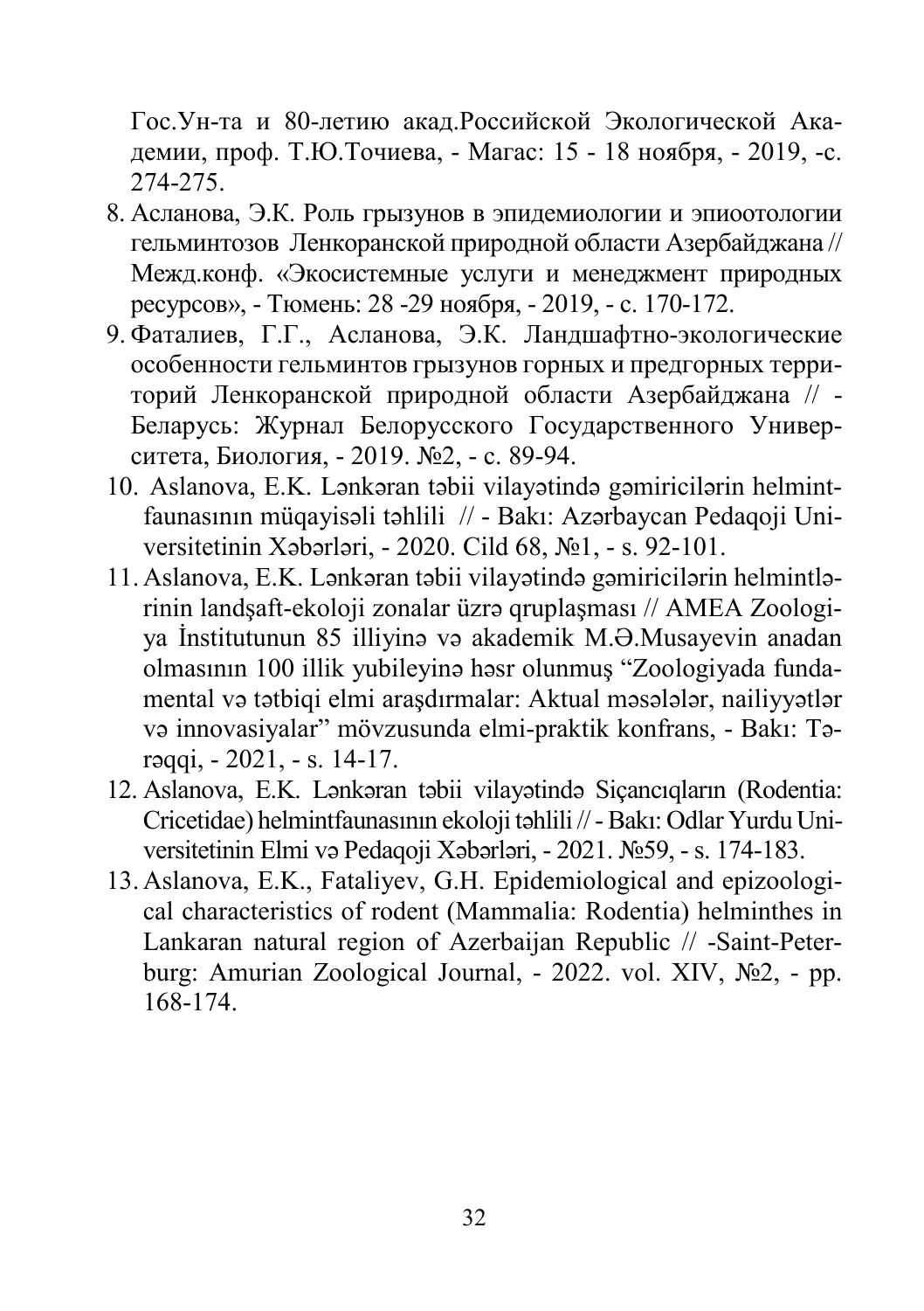Гос.Ун-та и 80-летию акад.Российской Экологической Академии, проф. Т.Ю.Точиева, - Магас: 15 - 18 ноября, - 2019, -с. 274-275.

8. Асланова, Э.К. Роль грызунов в эпидемиологии и эпиоотологии гельминтозов Ленкоранской природной области Азербайджана // Межд.конф. «Экосистемные услуги и менеджмент природных ресурсов», - Тюмень: 28 -29 ноября, - 2019, - с. 170-172.
9. Фаталиев, Г.Г., Асланова, Э.К. Ландшафтно-экологические особенности гельминтов грызунов горных и предгорных территорий Ленкоранской природной области Азербайджана // - Беларусь: Журнал Белорусского Государственного Университета, Биология, - 2019. №2, - с. 89-94.
10. Aslanova, E.K. Lənkəran təbii vilayətində gəmiricilərin helmintfaunasının müqayisəli təhlili // - Bakı: Azərbaycan Pedaqoji Universitetinin Xəbərləri, - 2020. Cild 68, №1, - s. 92-101.
11. Aslanova, E.K. Lənkəran təbii vilayətində gəmiricilərin helmintlərinin landşaft-ekoloji zonalar üzrə qruplaşması // AMEA Zoologiya İnstitutunun 85 illiyinə və akademik M.Ə.Musayevin anadan olmasının 100 illik yubileyinə həsr olunmuş "Zoologiyada fundamental və tətbiqi elmi araşdırmalar: Aktual məsələlər, nailiyyətlər və innovasiyalar" mövzusunda elmi-praktik konfrans, - Bakı: Tərəqqi, - 2021, - s. 14-17.
12. Aslanova, E.K. Lənkəran təbii vilayətində Siçancıqların (Rodentia: Cricetidae) helmintfaunasının ekoloji təhlili // - Bakı: Odlar Yurdu Universitetinin Elmi və Pedaqoji Xəbərləri, - 2021. №59, - s. 174-183.
13. Aslanova, E.K., Fataliyev, G.H. Epidemiological and epizoological characteristics of rodent (Mammalia: Rodentia) helminthes in Lankaran natural region of Azerbaijan Republic // -Saint-Peterburg: Amurian Zoological Journal, - 2022. vol. XIV, №2, - pp. 168-174.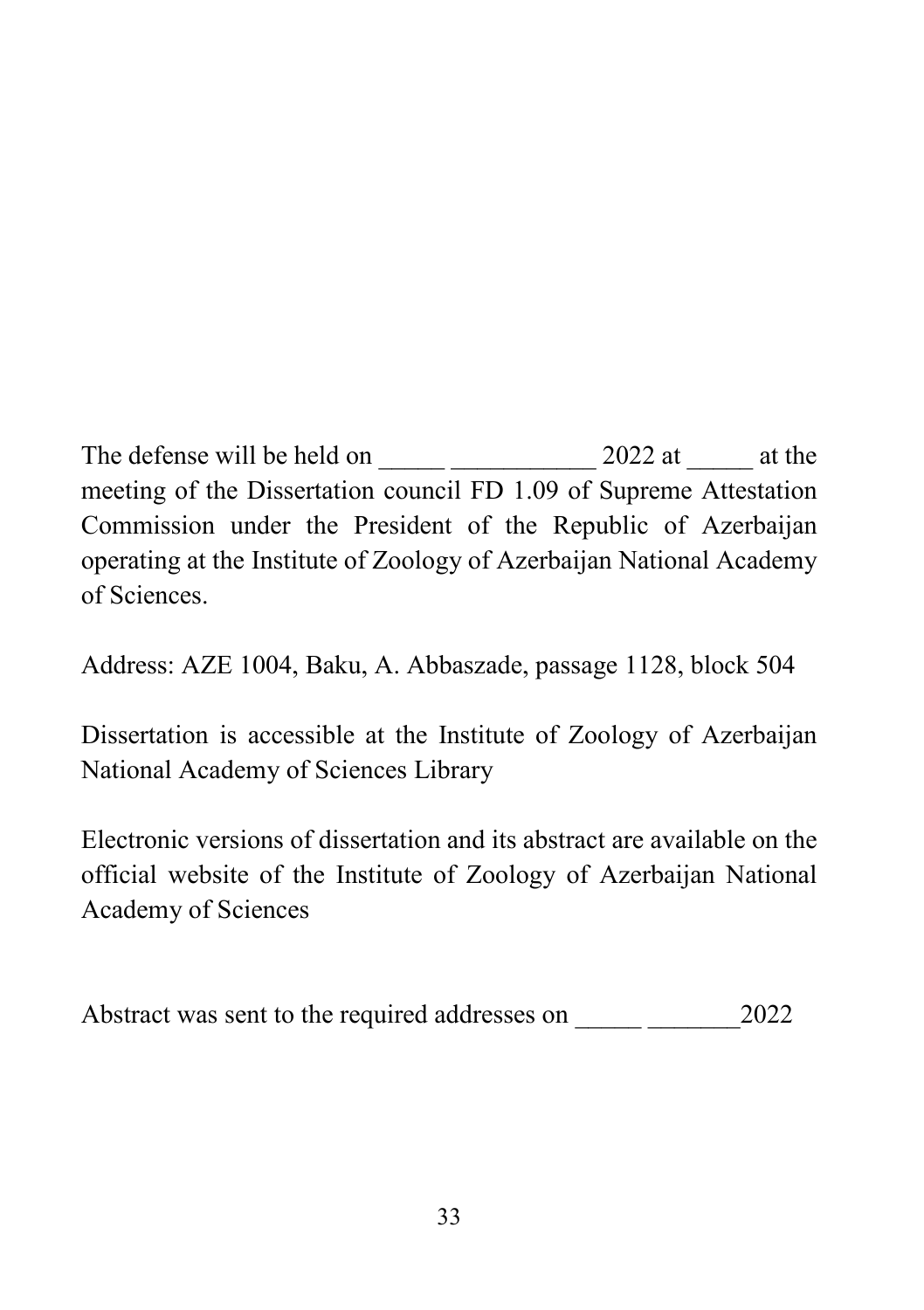The defense will be held on _____ ___________ 2022 at _____ at the meeting of the Dissertation council FD 1.09 of Supreme Attestation Commission under the President of the Republic of Azerbaijan operating at the Institute of Zoology of Azerbaijan National Academy of Sciences.

Address: AZE 1004, Baku, A. Abbaszade, passage 1128, block 504

Dissertation is accessible at the Institute of Zoology of Azerbaijan National Academy of Sciences Library

Electronic versions of dissertation and its abstract are available on the official website of the Institute of Zoology of Azerbaijan National Academy of Sciences

Abstract was sent to the required addresses on _____ _______2022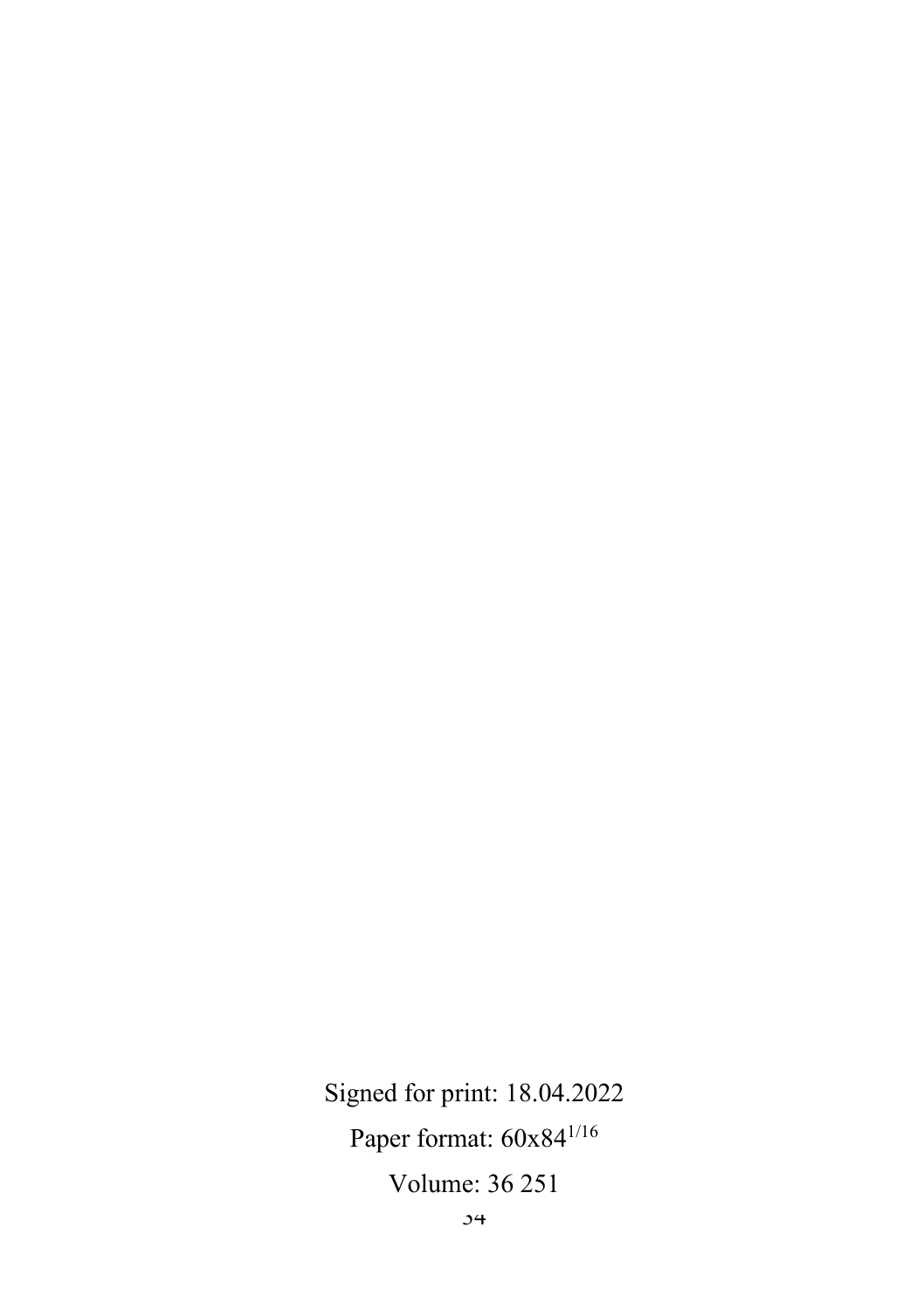Signed for print: 18.04.2022

Paper format: $60x84^{1/16}$

Volume: 36 251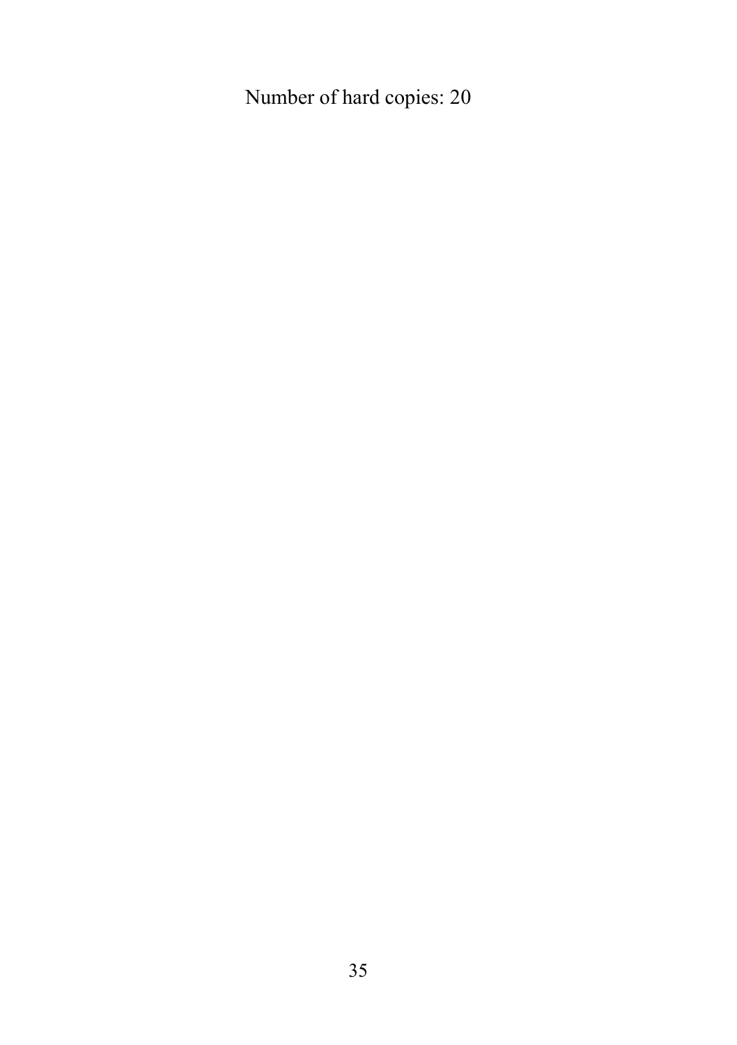Number of hard copies: 20